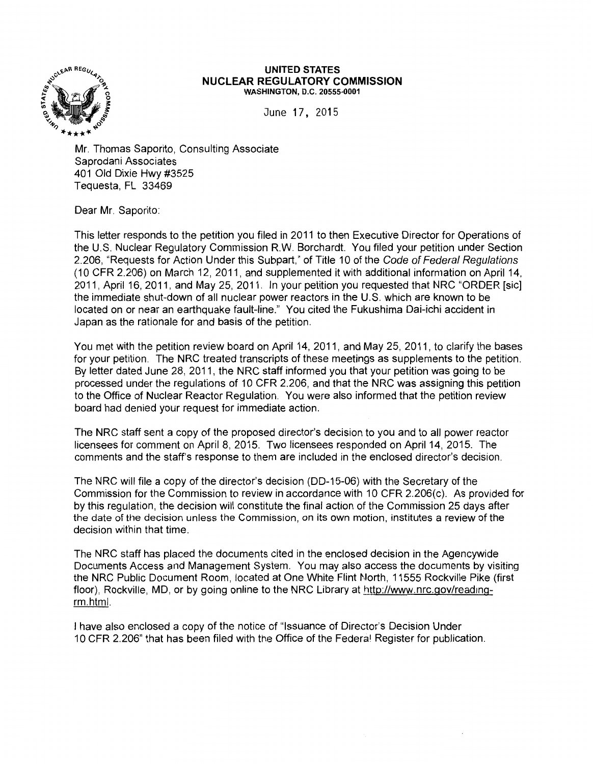**UNITED STATES**
**NUCLEAR REGULATORY COMMISSION**
WASHINGTON, D.C. 20555-0001

June 17, 2015

Mr. Thomas Saporito, Consulting Associate
Saprodani Associates
401 Old Dixie Hwy #3525
Tequesta, FL 33469

Dear Mr. Saporito:

This letter responds to the petition you filed in 2011 to then Executive Director for Operations of the U.S. Nuclear Regulatory Commission R.W. Borchardt. You filed your petition under Section 2.206, "Requests for Action Under this Subpart," of Title 10 of the *Code of Federal Regulations* (10 CFR 2.206) on March 12, 2011, and supplemented it with additional information on April 14, 2011, April 16, 2011, and May 25, 2011. In your petition you requested that NRC "ORDER [sic] the immediate shut-down of all nuclear power reactors in the U.S. which are known to be located on or near an earthquake fault-line." You cited the Fukushima Dai-ichi accident in Japan as the rationale for and basis of the petition.

You met with the petition review board on April 14, 2011, and May 25, 2011, to clarify the bases for your petition. The NRC treated transcripts of these meetings as supplements to the petition. By letter dated June 28, 2011, the NRC staff informed you that your petition was going to be processed under the regulations of 10 CFR 2.206, and that the NRC was assigning this petition to the Office of Nuclear Reactor Regulation. You were also informed that the petition review board had denied your request for immediate action.

The NRC staff sent a copy of the proposed director's decision to you and to all power reactor licensees for comment on April 8, 2015. Two licensees responded on April 14, 2015. The comments and the staff's response to them are included in the enclosed director's decision.

The NRC will file a copy of the director's decision (DD-15-06) with the Secretary of the Commission for the Commission to review in accordance with 10 CFR 2.206(c). As provided for by this regulation, the decision will constitute the final action of the Commission 25 days after the date of the decision unless the Commission, on its own motion, institutes a review of the decision within that time.

The NRC staff has placed the documents cited in the enclosed decision in the Agencywide Documents Access and Management System. You may also access the documents by visiting the NRC Public Document Room, located at One White Flint North, 11555 Rockville Pike (first floor), Rockville, MD, or by going online to the NRC Library at http://www.nrc.gov/reading-rm.html.

I have also enclosed a copy of the notice of "Issuance of Director's Decision Under 10 CFR 2.206" that has been filed with the Office of the Federal Register for publication.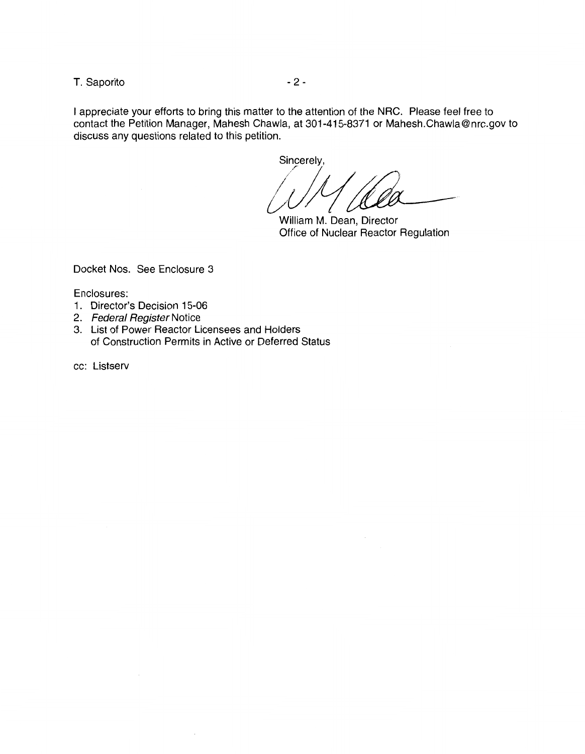I appreciate your efforts to bring this matter to the attention of the NRC. Please feel free to contact the Petition Manager, Mahesh Chawla, at 301-415-8371 or Mahesh.Chawla@nrc.gov to discuss any questions related to this petition.

Sincerely,

William M. Dean, Director
Office of Nuclear Reactor Regulation

Docket Nos. See Enclosure 3

Enclosures:
1. Director's Decision 15-06
2. *Federal Register* Notice
3. List of Power Reactor Licensees and Holders of Construction Permits in Active or Deferred Status

cc: Listserv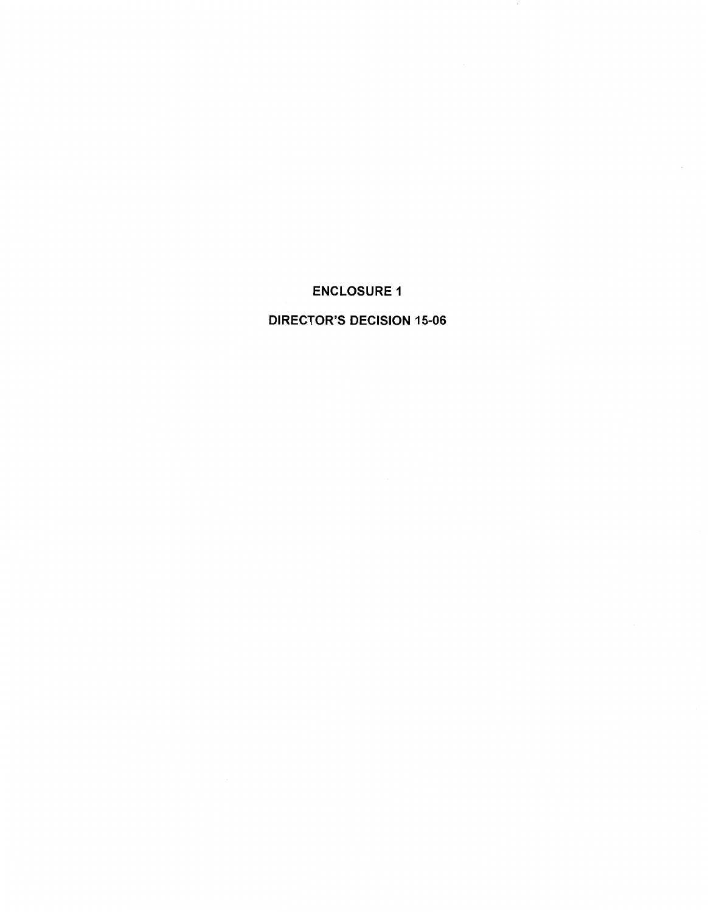# ENCLOSURE 1

## DIRECTOR'S DECISION 15-06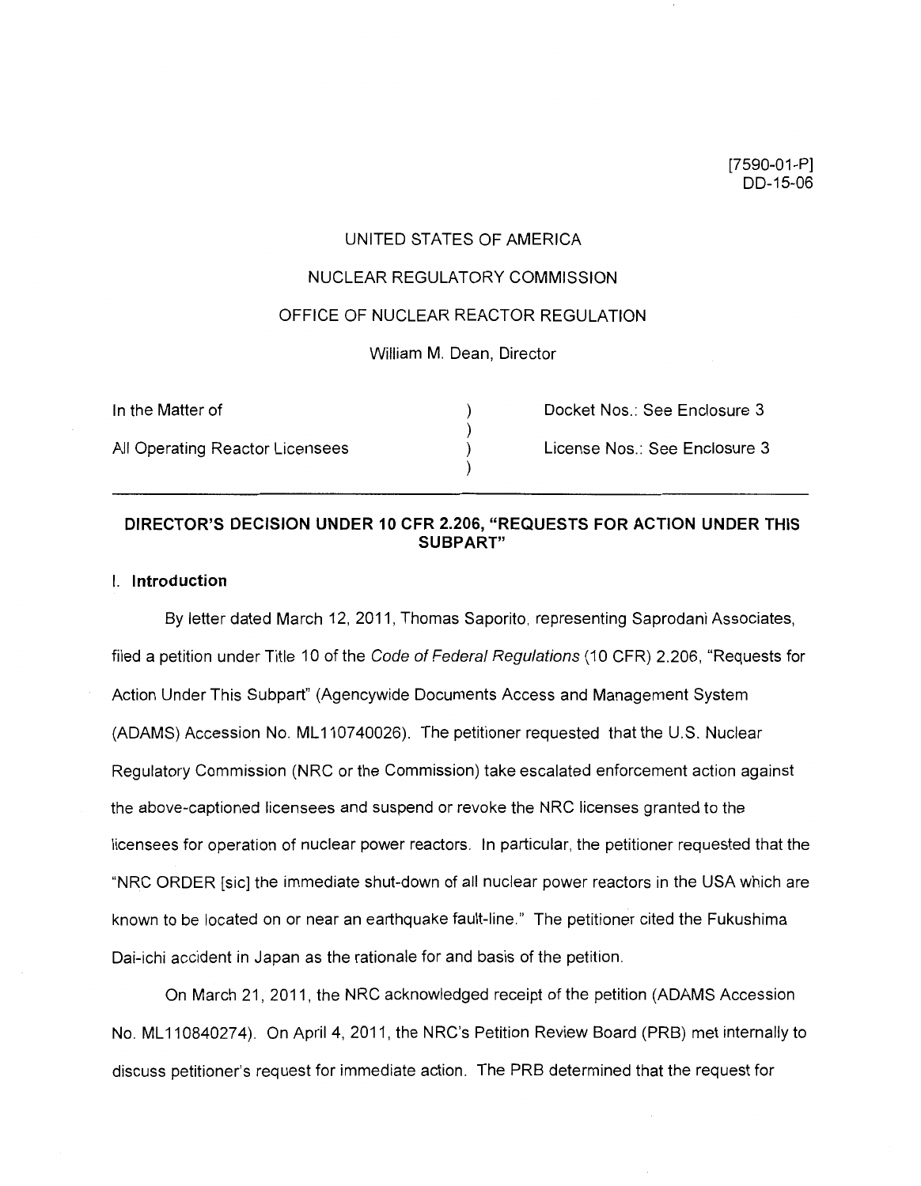[7590-01-P]
DD-15-06

UNITED STATES OF AMERICA

NUCLEAR REGULATORY COMMISSION

OFFICE OF NUCLEAR REACTOR REGULATION

William M. Dean, Director

| In the Matter of | ) | Docket Nos.: See Enclosure 3 |
|---|---|---|
| | ) | |
| All Operating Reactor Licensees | ) | License Nos.: See Enclosure 3 |
| | ) | |

## DIRECTOR'S DECISION UNDER 10 CFR 2.206, "REQUESTS FOR ACTION UNDER THIS SUBPART"

### I. Introduction

By letter dated March 12, 2011, Thomas Saporito, representing Saprodani Associates, filed a petition under Title 10 of the *Code of Federal Regulations* (10 CFR) 2.206, "Requests for Action Under This Subpart" (Agencywide Documents Access and Management System (ADAMS) Accession No. ML110740026). The petitioner requested that the U.S. Nuclear Regulatory Commission (NRC or the Commission) take escalated enforcement action against the above-captioned licensees and suspend or revoke the NRC licenses granted to the licensees for operation of nuclear power reactors. In particular, the petitioner requested that the "NRC ORDER [sic] the immediate shut-down of all nuclear power reactors in the USA which are known to be located on or near an earthquake fault-line." The petitioner cited the Fukushima Dai-ichi accident in Japan as the rationale for and basis of the petition.

On March 21, 2011, the NRC acknowledged receipt of the petition (ADAMS Accession No. ML110840274). On April 4, 2011, the NRC's Petition Review Board (PRB) met internally to discuss petitioner's request for immediate action. The PRB determined that the request for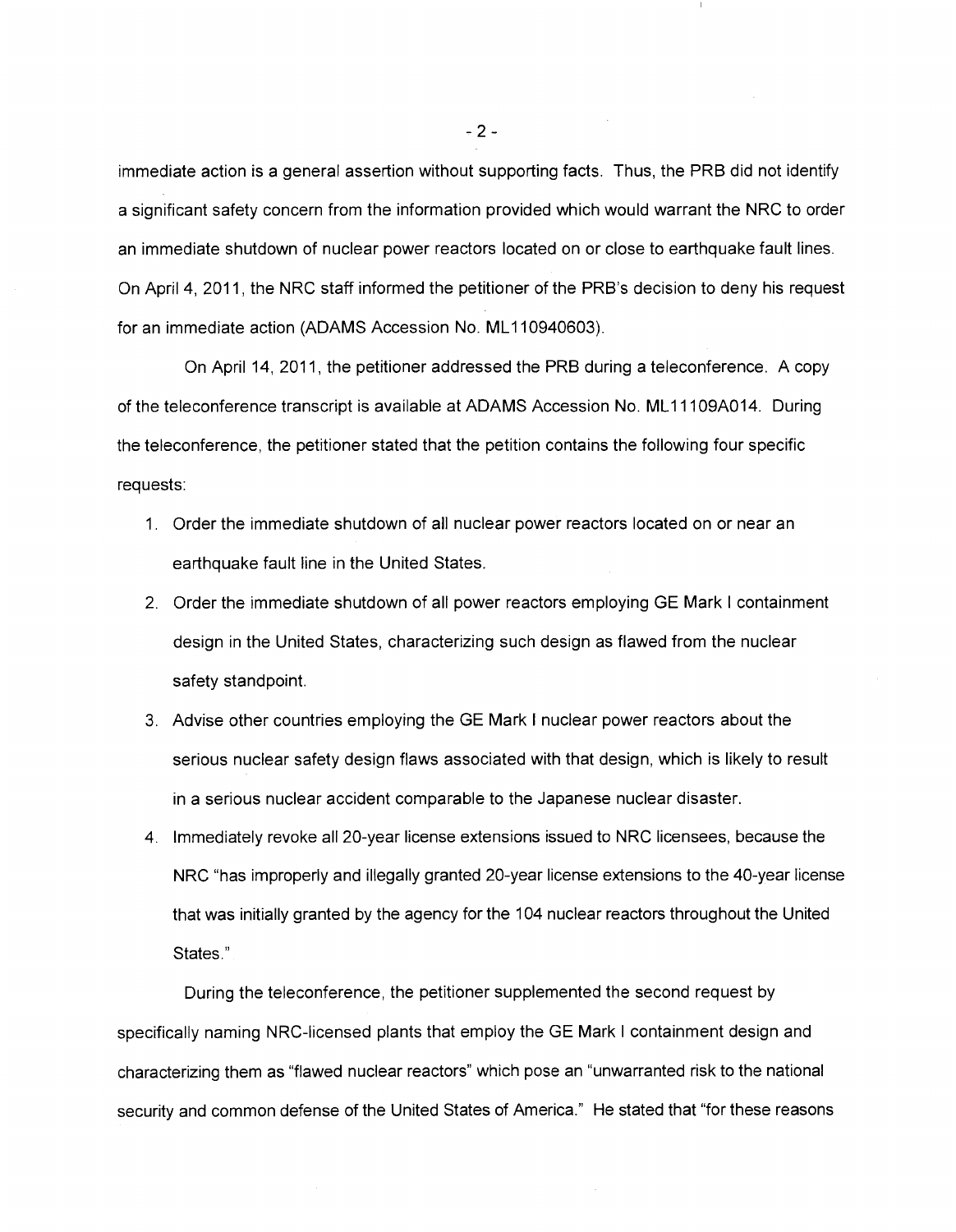immediate action is a general assertion without supporting facts. Thus, the PRB did not identify a significant safety concern from the information provided which would warrant the NRC to order an immediate shutdown of nuclear power reactors located on or close to earthquake fault lines. On April 4, 2011, the NRC staff informed the petitioner of the PRB's decision to deny his request for an immediate action (ADAMS Accession No. ML110940603).

On April 14, 2011, the petitioner addressed the PRB during a teleconference. A copy of the teleconference transcript is available at ADAMS Accession No. ML11109A014. During the teleconference, the petitioner stated that the petition contains the following four specific requests:

1. Order the immediate shutdown of all nuclear power reactors located on or near an earthquake fault line in the United States.
2. Order the immediate shutdown of all power reactors employing GE Mark I containment design in the United States, characterizing such design as flawed from the nuclear safety standpoint.
3. Advise other countries employing the GE Mark I nuclear power reactors about the serious nuclear safety design flaws associated with that design, which is likely to result in a serious nuclear accident comparable to the Japanese nuclear disaster.
4. Immediately revoke all 20-year license extensions issued to NRC licensees, because the NRC "has improperly and illegally granted 20-year license extensions to the 40-year license that was initially granted by the agency for the 104 nuclear reactors throughout the United States."

During the teleconference, the petitioner supplemented the second request by specifically naming NRC-licensed plants that employ the GE Mark I containment design and characterizing them as "flawed nuclear reactors" which pose an "unwarranted risk to the national security and common defense of the United States of America." He stated that "for these reasons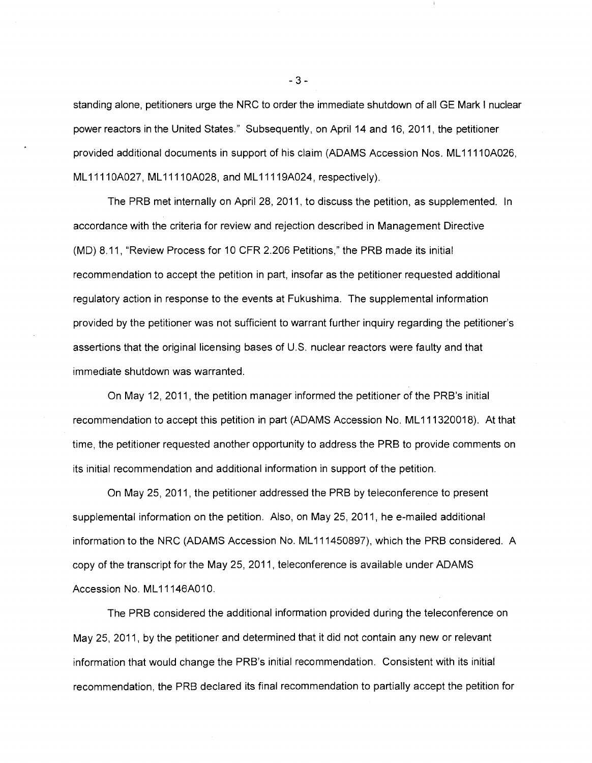standing alone, petitioners urge the NRC to order the immediate shutdown of all GE Mark I nuclear power reactors in the United States." Subsequently, on April 14 and 16, 2011, the petitioner provided additional documents in support of his claim (ADAMS Accession Nos. ML11110A026, ML11110A027, ML11110A028, and ML11119A024, respectively).

The PRB met internally on April 28, 2011, to discuss the petition, as supplemented. In accordance with the criteria for review and rejection described in Management Directive (MD) 8.11, "Review Process for 10 CFR 2.206 Petitions," the PRB made its initial recommendation to accept the petition in part, insofar as the petitioner requested additional regulatory action in response to the events at Fukushima. The supplemental information provided by the petitioner was not sufficient to warrant further inquiry regarding the petitioner's assertions that the original licensing bases of U.S. nuclear reactors were faulty and that immediate shutdown was warranted.

On May 12, 2011, the petition manager informed the petitioner of the PRB's initial recommendation to accept this petition in part (ADAMS Accession No. ML111320018). At that time, the petitioner requested another opportunity to address the PRB to provide comments on its initial recommendation and additional information in support of the petition.

On May 25, 2011, the petitioner addressed the PRB by teleconference to present supplemental information on the petition. Also, on May 25, 2011, he e-mailed additional information to the NRC (ADAMS Accession No. ML111450897), which the PRB considered. A copy of the transcript for the May 25, 2011, teleconference is available under ADAMS Accession No. ML11146A010.

The PRB considered the additional information provided during the teleconference on May 25, 2011, by the petitioner and determined that it did not contain any new or relevant information that would change the PRB's initial recommendation. Consistent with its initial recommendation, the PRB declared its final recommendation to partially accept the petition for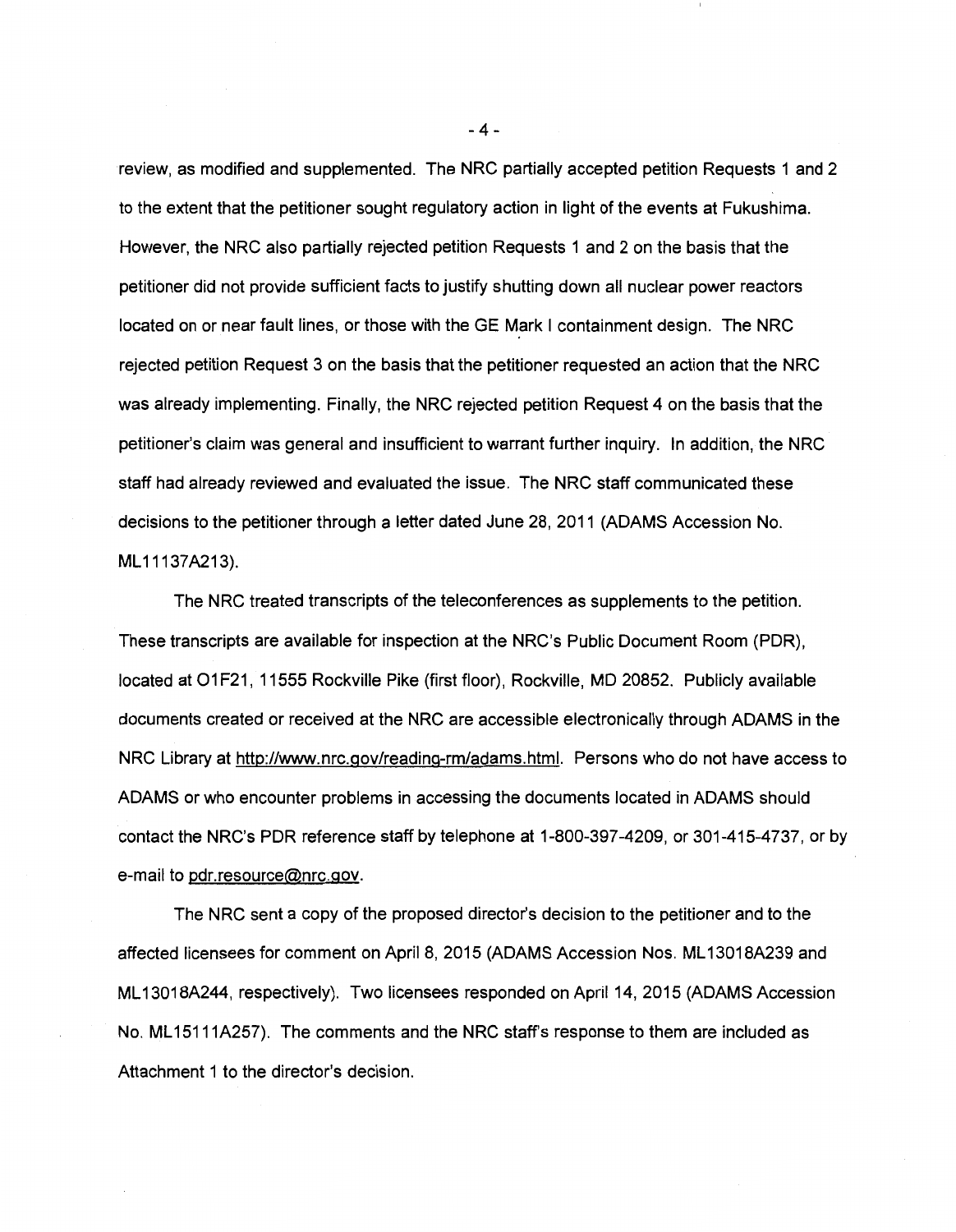review, as modified and supplemented. The NRC partially accepted petition Requests 1 and 2 to the extent that the petitioner sought regulatory action in light of the events at Fukushima. However, the NRC also partially rejected petition Requests 1 and 2 on the basis that the petitioner did not provide sufficient facts to justify shutting down all nuclear power reactors located on or near fault lines, or those with the GE Mark I containment design. The NRC rejected petition Request 3 on the basis that the petitioner requested an action that the NRC was already implementing. Finally, the NRC rejected petition Request 4 on the basis that the petitioner's claim was general and insufficient to warrant further inquiry. In addition, the NRC staff had already reviewed and evaluated the issue. The NRC staff communicated these decisions to the petitioner through a letter dated June 28, 2011 (ADAMS Accession No. ML11137A213).

The NRC treated transcripts of the teleconferences as supplements to the petition. These transcripts are available for inspection at the NRC's Public Document Room (PDR), located at O1F21, 11555 Rockville Pike (first floor), Rockville, MD 20852. Publicly available documents created or received at the NRC are accessible electronically through ADAMS in the NRC Library at http://www.nrc.gov/reading-rm/adams.html. Persons who do not have access to ADAMS or who encounter problems in accessing the documents located in ADAMS should contact the NRC's PDR reference staff by telephone at 1-800-397-4209, or 301-415-4737, or by e-mail to pdr.resource@nrc.gov.

The NRC sent a copy of the proposed director's decision to the petitioner and to the affected licensees for comment on April 8, 2015 (ADAMS Accession Nos. ML13018A239 and ML13018A244, respectively). Two licensees responded on April 14, 2015 (ADAMS Accession No. ML15111A257). The comments and the NRC staff's response to them are included as Attachment 1 to the director's decision.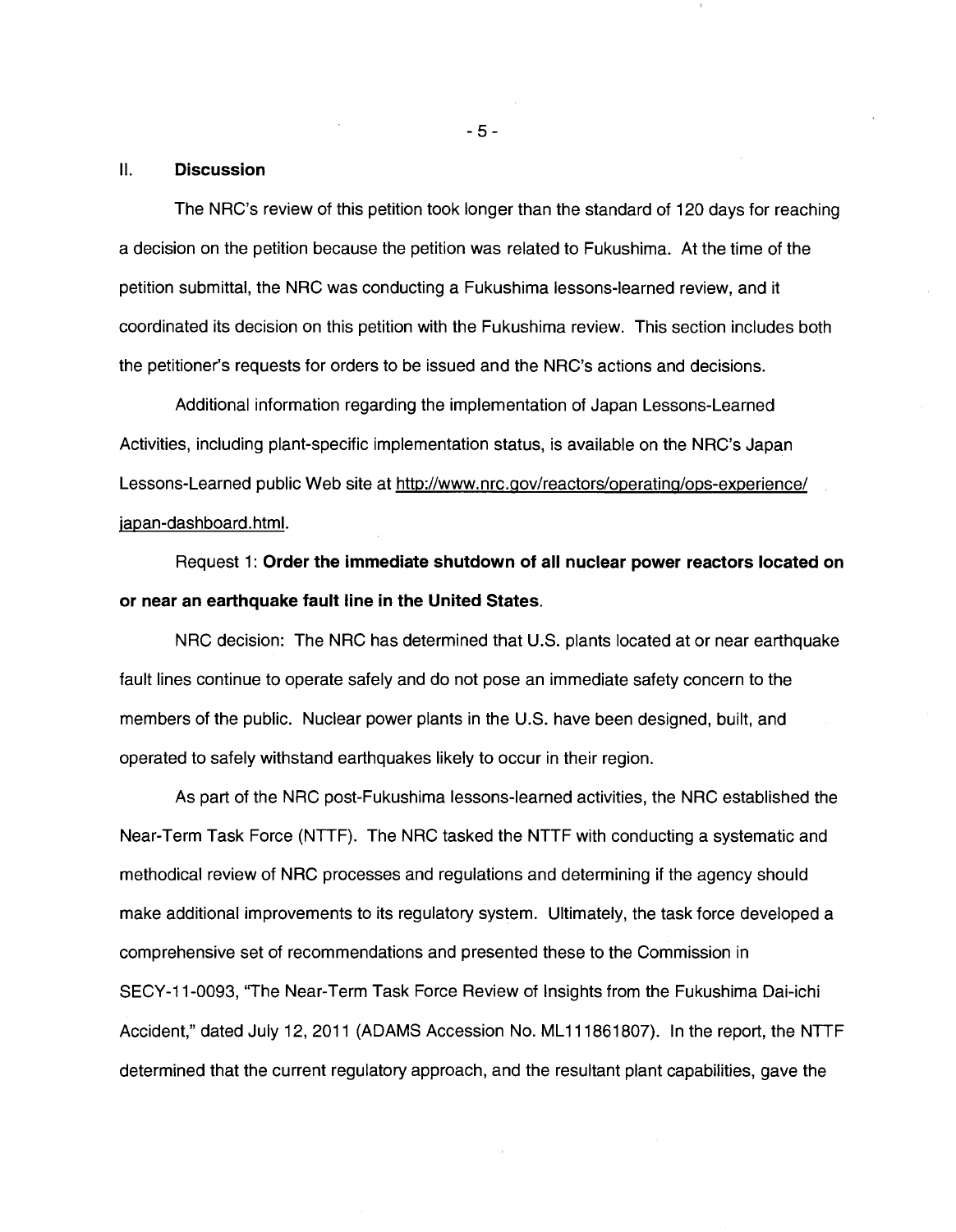## II. Discussion

The NRC's review of this petition took longer than the standard of 120 days for reaching a decision on the petition because the petition was related to Fukushima. At the time of the petition submittal, the NRC was conducting a Fukushima lessons-learned review, and it coordinated its decision on this petition with the Fukushima review. This section includes both the petitioner's requests for orders to be issued and the NRC's actions and decisions.

Additional information regarding the implementation of Japan Lessons-Learned Activities, including plant-specific implementation status, is available on the NRC's Japan Lessons-Learned public Web site at http://www.nrc.gov/reactors/operating/ops-experience/japan-dashboard.html.

Request 1: **Order the immediate shutdown of all nuclear power reactors located on or near an earthquake fault line in the United States.**

NRC decision: The NRC has determined that U.S. plants located at or near earthquake fault lines continue to operate safely and do not pose an immediate safety concern to the members of the public. Nuclear power plants in the U.S. have been designed, built, and operated to safely withstand earthquakes likely to occur in their region.

As part of the NRC post-Fukushima lessons-learned activities, the NRC established the Near-Term Task Force (NTTF). The NRC tasked the NTTF with conducting a systematic and methodical review of NRC processes and regulations and determining if the agency should make additional improvements to its regulatory system. Ultimately, the task force developed a comprehensive set of recommendations and presented these to the Commission in SECY-11-0093, "The Near-Term Task Force Review of Insights from the Fukushima Dai-ichi Accident," dated July 12, 2011 (ADAMS Accession No. ML111861807). In the report, the NTTF determined that the current regulatory approach, and the resultant plant capabilities, gave the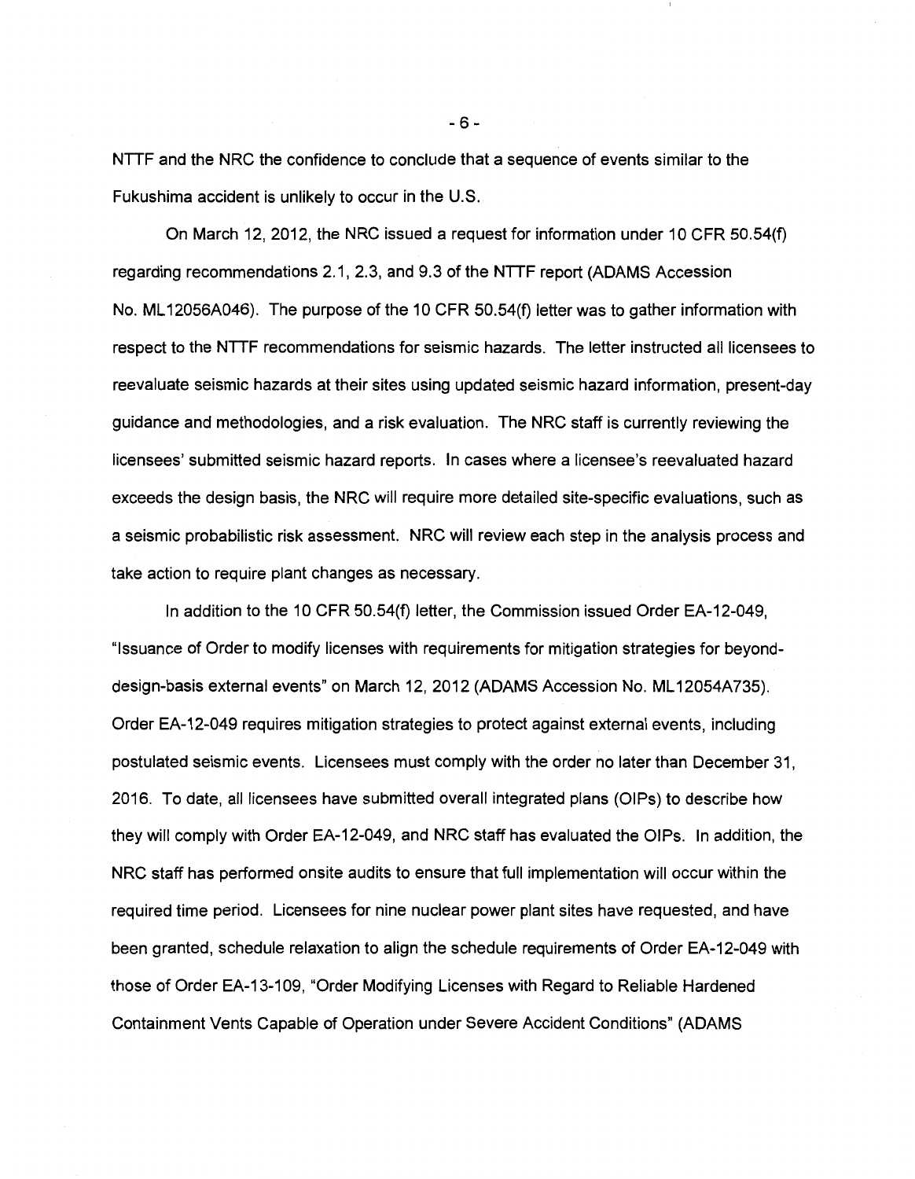NTTF and the NRC the confidence to conclude that a sequence of events similar to the Fukushima accident is unlikely to occur in the U.S.

On March 12, 2012, the NRC issued a request for information under 10 CFR 50.54(f) regarding recommendations 2.1, 2.3, and 9.3 of the NTTF report (ADAMS Accession No. ML12056A046). The purpose of the 10 CFR 50.54(f) letter was to gather information with respect to the NTTF recommendations for seismic hazards. The letter instructed all licensees to reevaluate seismic hazards at their sites using updated seismic hazard information, present-day guidance and methodologies, and a risk evaluation. The NRC staff is currently reviewing the licensees' submitted seismic hazard reports. In cases where a licensee's reevaluated hazard exceeds the design basis, the NRC will require more detailed site-specific evaluations, such as a seismic probabilistic risk assessment. NRC will review each step in the analysis process and take action to require plant changes as necessary.

In addition to the 10 CFR 50.54(f) letter, the Commission issued Order EA-12-049, "Issuance of Order to modify licenses with requirements for mitigation strategies for beyond-design-basis external events" on March 12, 2012 (ADAMS Accession No. ML12054A735). Order EA-12-049 requires mitigation strategies to protect against external events, including postulated seismic events. Licensees must comply with the order no later than December 31, 2016. To date, all licensees have submitted overall integrated plans (OIPs) to describe how they will comply with Order EA-12-049, and NRC staff has evaluated the OIPs. In addition, the NRC staff has performed onsite audits to ensure that full implementation will occur within the required time period. Licensees for nine nuclear power plant sites have requested, and have been granted, schedule relaxation to align the schedule requirements of Order EA-12-049 with those of Order EA-13-109, "Order Modifying Licenses with Regard to Reliable Hardened Containment Vents Capable of Operation under Severe Accident Conditions" (ADAMS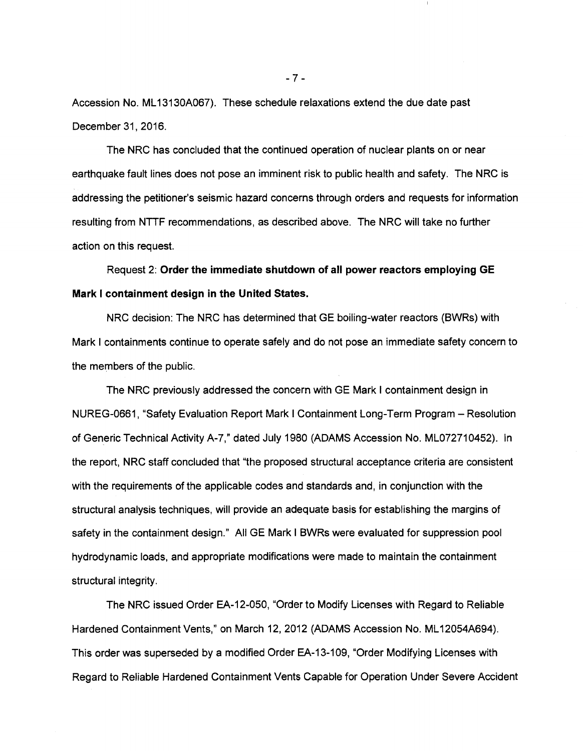Accession No. ML13130A067). These schedule relaxations extend the due date past December 31, 2016.

The NRC has concluded that the continued operation of nuclear plants on or near earthquake fault lines does not pose an imminent risk to public health and safety. The NRC is addressing the petitioner's seismic hazard concerns through orders and requests for information resulting from NTTF recommendations, as described above. The NRC will take no further action on this request.

Request 2: **Order the immediate shutdown of all power reactors employing GE Mark I containment design in the United States.**

NRC decision: The NRC has determined that GE boiling-water reactors (BWRs) with Mark I containments continue to operate safely and do not pose an immediate safety concern to the members of the public.

The NRC previously addressed the concern with GE Mark I containment design in NUREG-0661, "Safety Evaluation Report Mark I Containment Long-Term Program – Resolution of Generic Technical Activity A-7," dated July 1980 (ADAMS Accession No. ML072710452). In the report, NRC staff concluded that "the proposed structural acceptance criteria are consistent with the requirements of the applicable codes and standards and, in conjunction with the structural analysis techniques, will provide an adequate basis for establishing the margins of safety in the containment design." All GE Mark I BWRs were evaluated for suppression pool hydrodynamic loads, and appropriate modifications were made to maintain the containment structural integrity.

The NRC issued Order EA-12-050, "Order to Modify Licenses with Regard to Reliable Hardened Containment Vents," on March 12, 2012 (ADAMS Accession No. ML12054A694). This order was superseded by a modified Order EA-13-109, "Order Modifying Licenses with Regard to Reliable Hardened Containment Vents Capable for Operation Under Severe Accident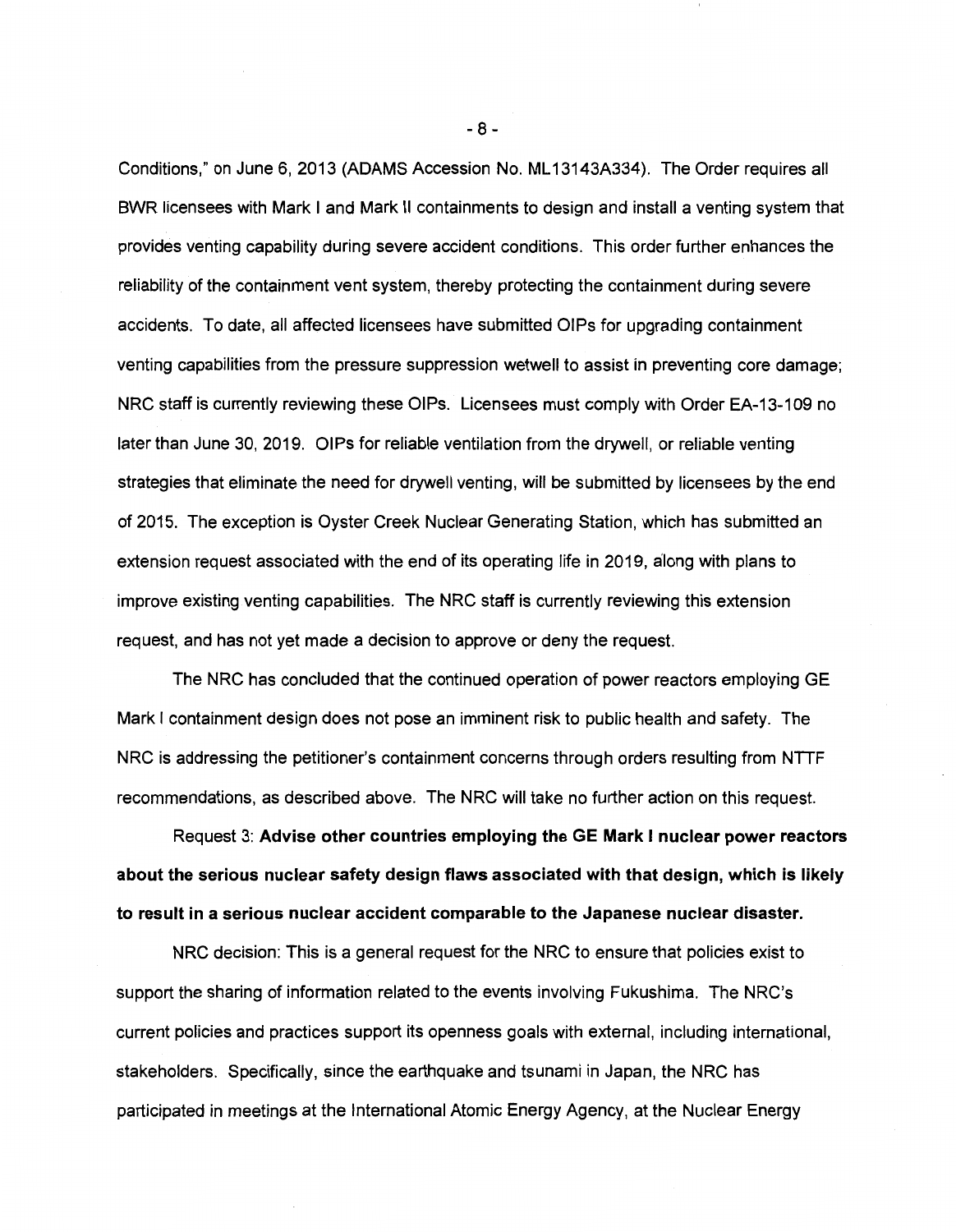Conditions," on June 6, 2013 (ADAMS Accession No. ML13143A334). The Order requires all BWR licensees with Mark I and Mark II containments to design and install a venting system that provides venting capability during severe accident conditions. This order further enhances the reliability of the containment vent system, thereby protecting the containment during severe accidents. To date, all affected licensees have submitted OIPs for upgrading containment venting capabilities from the pressure suppression wetwell to assist in preventing core damage; NRC staff is currently reviewing these OIPs. Licensees must comply with Order EA-13-109 no later than June 30, 2019. OIPs for reliable ventilation from the drywell, or reliable venting strategies that eliminate the need for drywell venting, will be submitted by licensees by the end of 2015. The exception is Oyster Creek Nuclear Generating Station, which has submitted an extension request associated with the end of its operating life in 2019, along with plans to improve existing venting capabilities. The NRC staff is currently reviewing this extension request, and has not yet made a decision to approve or deny the request.

The NRC has concluded that the continued operation of power reactors employing GE Mark I containment design does not pose an imminent risk to public health and safety. The NRC is addressing the petitioner's containment concerns through orders resulting from NTTF recommendations, as described above. The NRC will take no further action on this request.

Request 3: **Advise other countries employing the GE Mark I nuclear power reactors about the serious nuclear safety design flaws associated with that design, which is likely to result in a serious nuclear accident comparable to the Japanese nuclear disaster.**

NRC decision: This is a general request for the NRC to ensure that policies exist to support the sharing of information related to the events involving Fukushima. The NRC's current policies and practices support its openness goals with external, including international, stakeholders. Specifically, since the earthquake and tsunami in Japan, the NRC has participated in meetings at the International Atomic Energy Agency, at the Nuclear Energy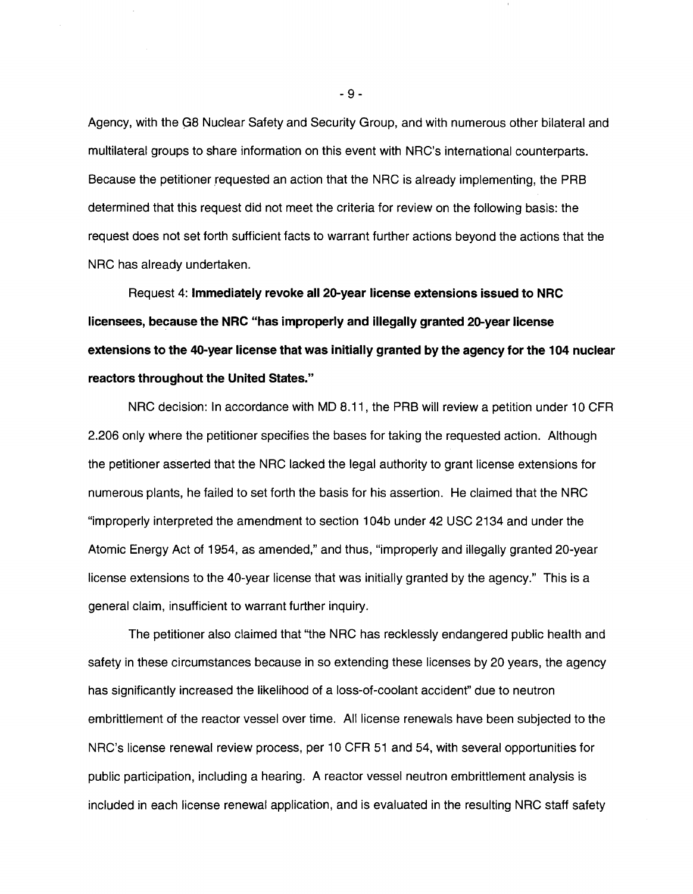Agency, with the G8 Nuclear Safety and Security Group, and with numerous other bilateral and multilateral groups to share information on this event with NRC's international counterparts. Because the petitioner requested an action that the NRC is already implementing, the PRB determined that this request did not meet the criteria for review on the following basis: the request does not set forth sufficient facts to warrant further actions beyond the actions that the NRC has already undertaken.

Request 4: **Immediately revoke all 20-year license extensions issued to NRC licensees, because the NRC "has improperly and illegally granted 20-year license extensions to the 40-year license that was initially granted by the agency for the 104 nuclear reactors throughout the United States."**

NRC decision: In accordance with MD 8.11, the PRB will review a petition under 10 CFR 2.206 only where the petitioner specifies the bases for taking the requested action. Although the petitioner asserted that the NRC lacked the legal authority to grant license extensions for numerous plants, he failed to set forth the basis for his assertion. He claimed that the NRC "improperly interpreted the amendment to section 104b under 42 USC 2134 and under the Atomic Energy Act of 1954, as amended," and thus, "improperly and illegally granted 20-year license extensions to the 40-year license that was initially granted by the agency." This is a general claim, insufficient to warrant further inquiry.

The petitioner also claimed that "the NRC has recklessly endangered public health and safety in these circumstances because in so extending these licenses by 20 years, the agency has significantly increased the likelihood of a loss-of-coolant accident" due to neutron embrittlement of the reactor vessel over time. All license renewals have been subjected to the NRC's license renewal review process, per 10 CFR 51 and 54, with several opportunities for public participation, including a hearing. A reactor vessel neutron embrittlement analysis is included in each license renewal application, and is evaluated in the resulting NRC staff safety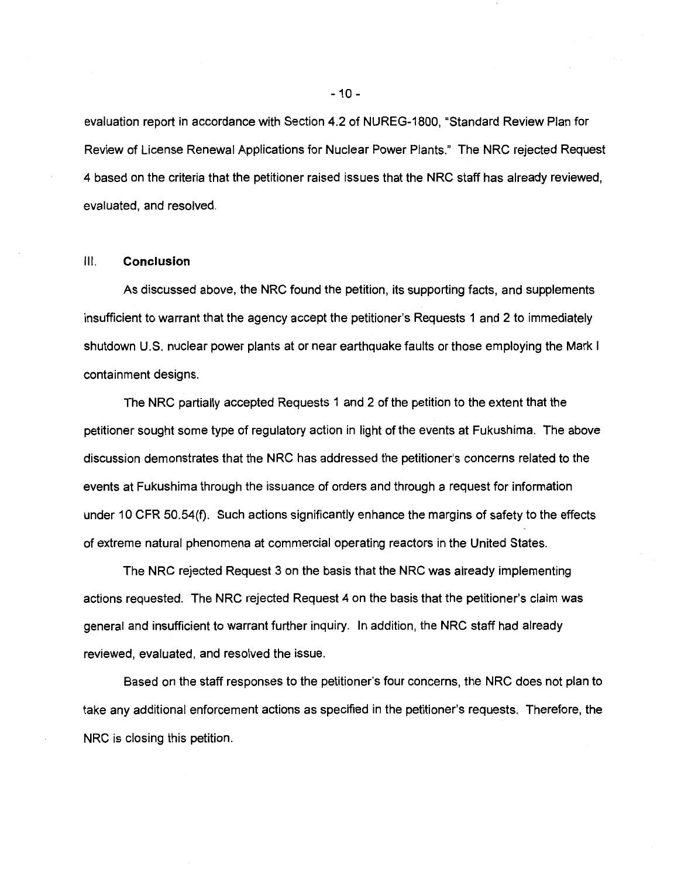evaluation report in accordance with Section 4.2 of NUREG-1800, "Standard Review Plan for Review of License Renewal Applications for Nuclear Power Plants." The NRC rejected Request 4 based on the criteria that the petitioner raised issues that the NRC staff has already reviewed, evaluated, and resolved.

## III. **Conclusion**

As discussed above, the NRC found the petition, its supporting facts, and supplements insufficient to warrant that the agency accept the petitioner's Requests 1 and 2 to immediately shutdown U.S. nuclear power plants at or near earthquake faults or those employing the Mark I containment designs.

The NRC partially accepted Requests 1 and 2 of the petition to the extent that the petitioner sought some type of regulatory action in light of the events at Fukushima. The above discussion demonstrates that the NRC has addressed the petitioner's concerns related to the events at Fukushima through the issuance of orders and through a request for information under 10 CFR 50.54(f). Such actions significantly enhance the margins of safety to the effects of extreme natural phenomena at commercial operating reactors in the United States.

The NRC rejected Request 3 on the basis that the NRC was already implementing actions requested. The NRC rejected Request 4 on the basis that the petitioner's claim was general and insufficient to warrant further inquiry. In addition, the NRC staff had already reviewed, evaluated, and resolved the issue.

Based on the staff responses to the petitioner's four concerns, the NRC does not plan to take any additional enforcement actions as specified in the petitioner's requests. Therefore, the NRC is closing this petition.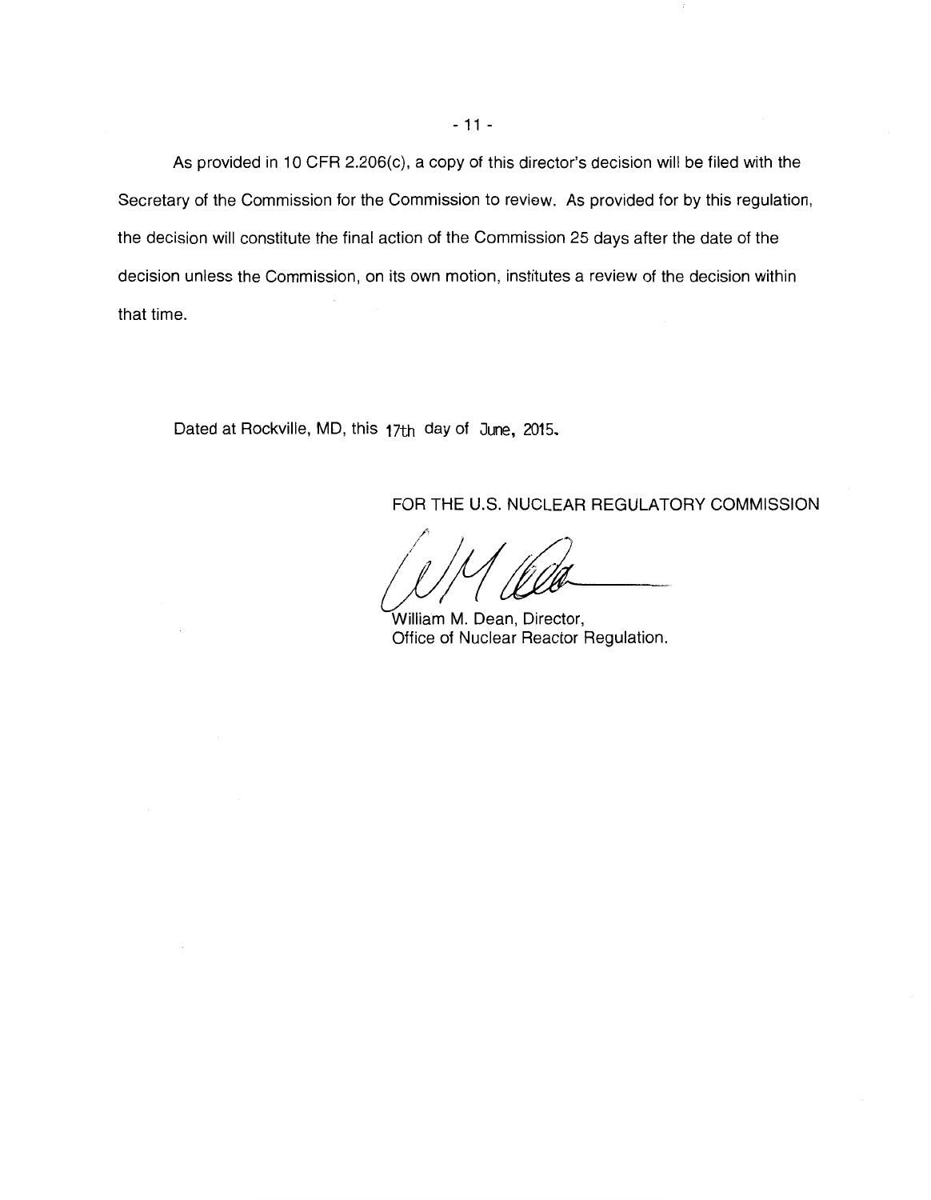As provided in 10 CFR 2.206(c), a copy of this director's decision will be filed with the Secretary of the Commission for the Commission to review. As provided for by this regulation, the decision will constitute the final action of the Commission 25 days after the date of the decision unless the Commission, on its own motion, institutes a review of the decision within that time.

Dated at Rockville, MD, this 17th day of June, 2015.

FOR THE U.S. NUCLEAR REGULATORY COMMISSION

William M. Dean, Director,
Office of Nuclear Reactor Regulation.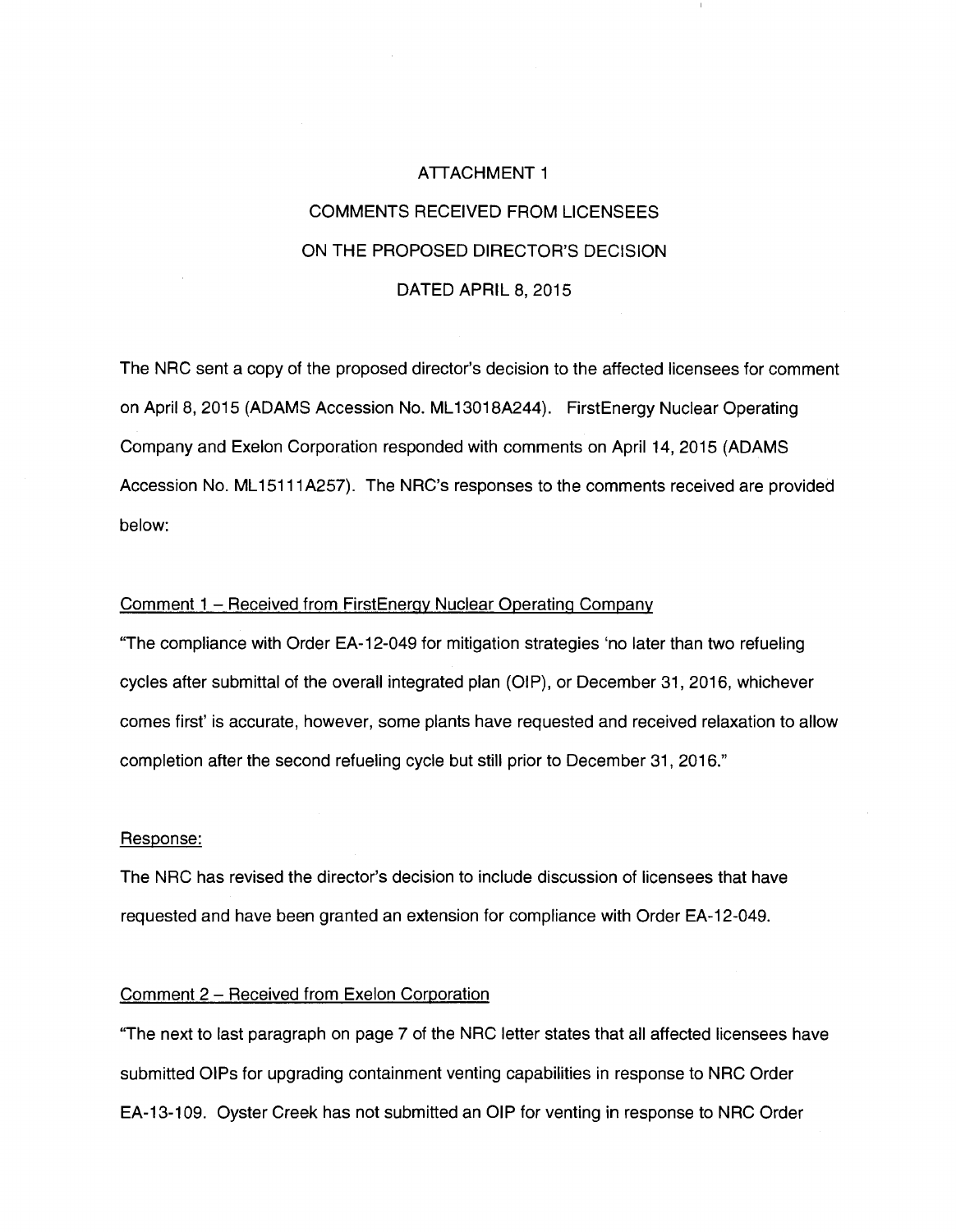# ATTACHMENT 1

# COMMENTS RECEIVED FROM LICENSEES ON THE PROPOSED DIRECTOR'S DECISION DATED APRIL 8, 2015

The NRC sent a copy of the proposed director's decision to the affected licensees for comment on April 8, 2015 (ADAMS Accession No. ML13018A244). FirstEnergy Nuclear Operating Company and Exelon Corporation responded with comments on April 14, 2015 (ADAMS Accession No. ML15111A257). The NRC's responses to the comments received are provided below:

Comment 1 – Received from FirstEnergy Nuclear Operating Company

"The compliance with Order EA-12-049 for mitigation strategies 'no later than two refueling cycles after submittal of the overall integrated plan (OIP), or December 31, 2016, whichever comes first' is accurate, however, some plants have requested and received relaxation to allow completion after the second refueling cycle but still prior to December 31, 2016."

Response:

The NRC has revised the director's decision to include discussion of licensees that have requested and have been granted an extension for compliance with Order EA-12-049.

Comment 2 – Received from Exelon Corporation

"The next to last paragraph on page 7 of the NRC letter states that all affected licensees have submitted OIPs for upgrading containment venting capabilities in response to NRC Order EA-13-109. Oyster Creek has not submitted an OIP for venting in response to NRC Order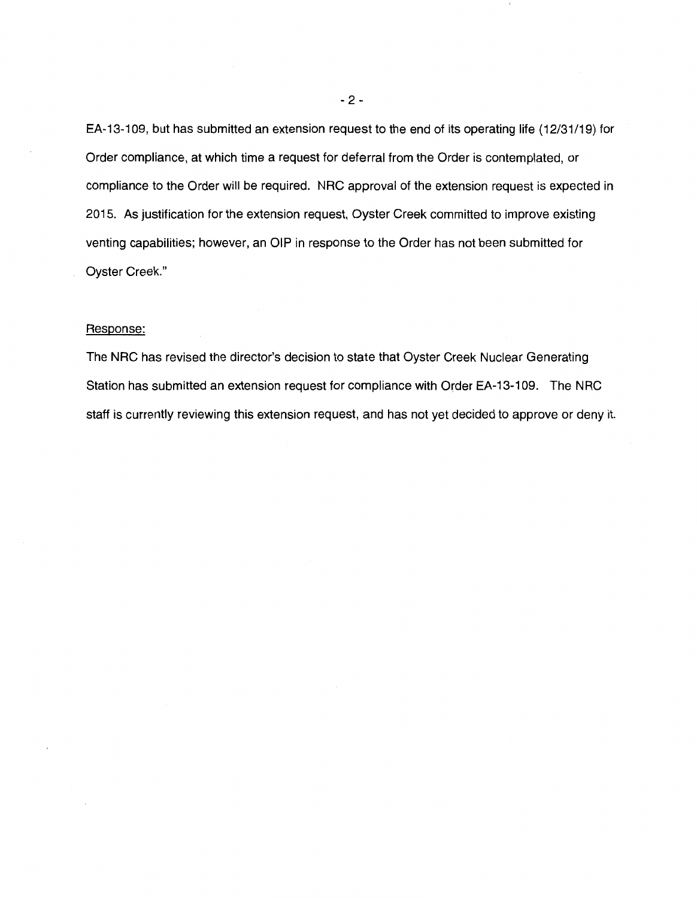EA-13-109, but has submitted an extension request to the end of its operating life (12/31/19) for Order compliance, at which time a request for deferral from the Order is contemplated, or compliance to the Order will be required. NRC approval of the extension request is expected in 2015. As justification for the extension request, Oyster Creek committed to improve existing venting capabilities; however, an OIP in response to the Order has not been submitted for Oyster Creek."

Response:

The NRC has revised the director's decision to state that Oyster Creek Nuclear Generating Station has submitted an extension request for compliance with Order EA-13-109. The NRC staff is currently reviewing this extension request, and has not yet decided to approve or deny it.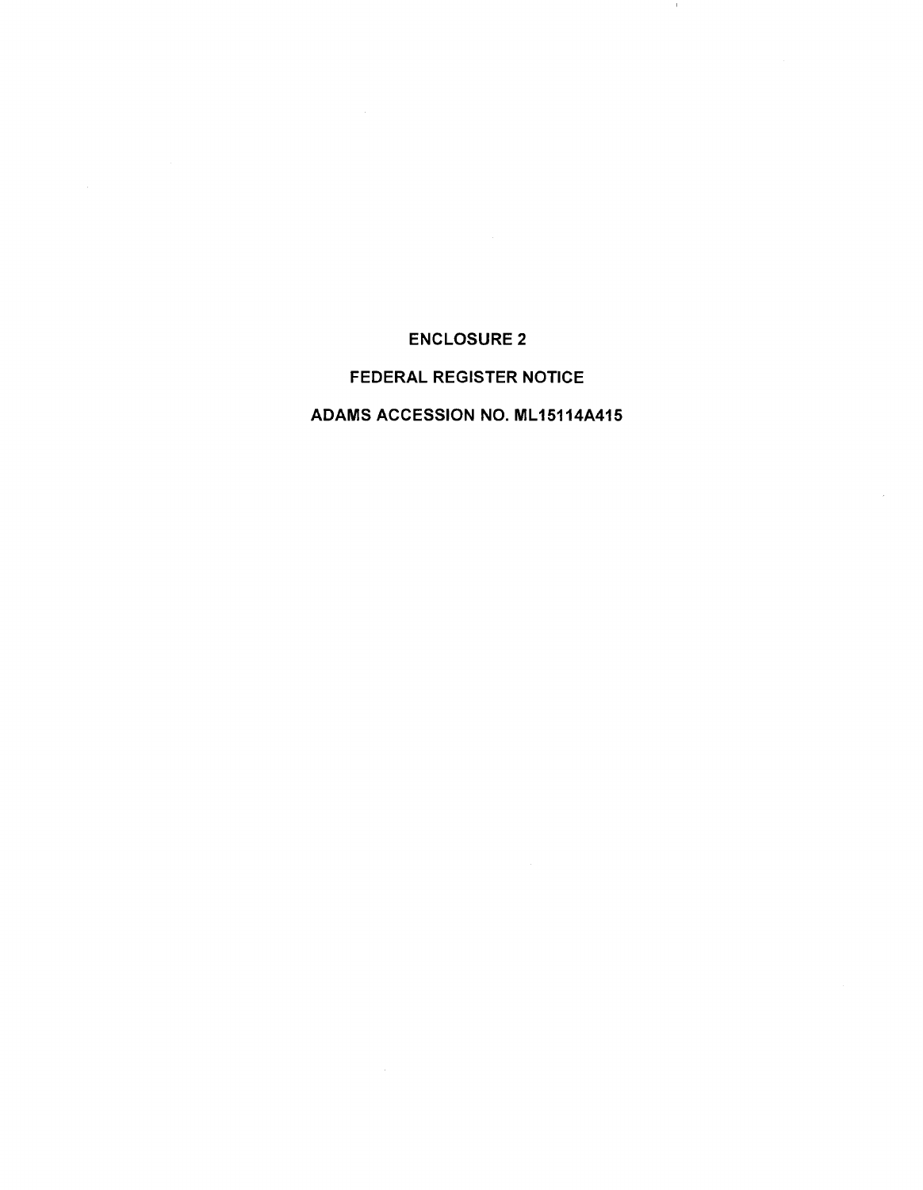**ENCLOSURE 2**

**FEDERAL REGISTER NOTICE**

**ADAMS ACCESSION NO. ML15114A415**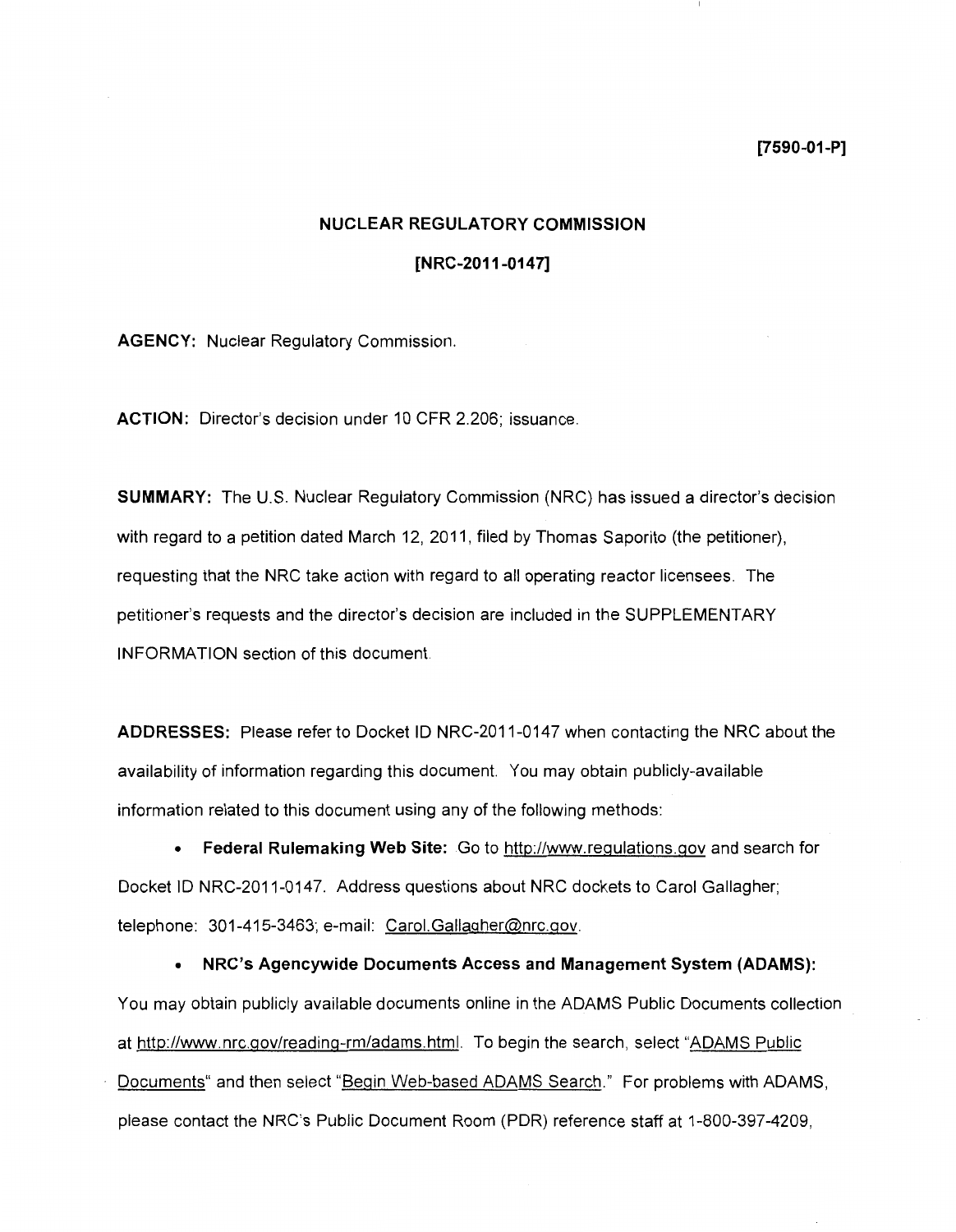**[7590-01-P]**

**NUCLEAR REGULATORY COMMISSION**

**[NRC-2011-0147]**

**AGENCY:** Nuclear Regulatory Commission.

**ACTION:** Director's decision under 10 CFR 2.206; issuance.

**SUMMARY:** The U.S. Nuclear Regulatory Commission (NRC) has issued a director's decision with regard to a petition dated March 12, 2011, filed by Thomas Saporito (the petitioner), requesting that the NRC take action with regard to all operating reactor licensees. The petitioner's requests and the director's decision are included in the SUPPLEMENTARY INFORMATION section of this document.

**ADDRESSES:** Please refer to Docket ID NRC-2011-0147 when contacting the NRC about the availability of information regarding this document. You may obtain publicly-available information related to this document using any of the following methods:

- **Federal Rulemaking Web Site:** Go to http://www.regulations.gov and search for Docket ID NRC-2011-0147. Address questions about NRC dockets to Carol Gallagher; telephone: 301-415-3463; e-mail: Carol.Gallagher@nrc.gov.
- **NRC's Agencywide Documents Access and Management System (ADAMS):** You may obtain publicly available documents online in the ADAMS Public Documents collection at http://www.nrc.gov/reading-rm/adams.html. To begin the search, select "ADAMS Public Documents" and then select "Begin Web-based ADAMS Search." For problems with ADAMS, please contact the NRC's Public Document Room (PDR) reference staff at 1-800-397-4209,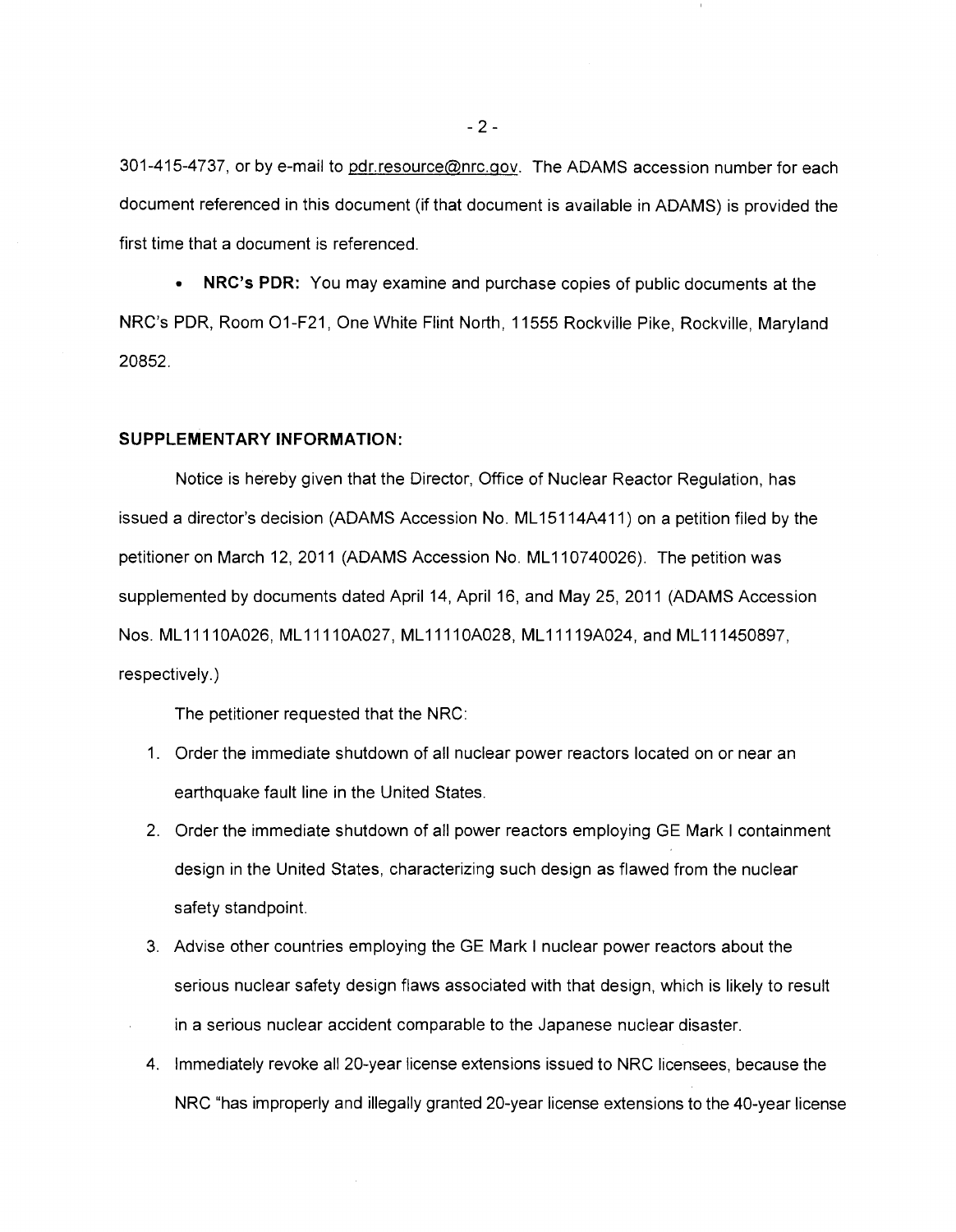301-415-4737, or by e-mail to pdr.resource@nrc.gov. The ADAMS accession number for each document referenced in this document (if that document is available in ADAMS) is provided the first time that a document is referenced.

- **NRC's PDR:** You may examine and purchase copies of public documents at the NRC's PDR, Room O1-F21, One White Flint North, 11555 Rockville Pike, Rockville, Maryland 20852.

**SUPPLEMENTARY INFORMATION:**

Notice is hereby given that the Director, Office of Nuclear Reactor Regulation, has issued a director's decision (ADAMS Accession No. ML15114A411) on a petition filed by the petitioner on March 12, 2011 (ADAMS Accession No. ML110740026). The petition was supplemented by documents dated April 14, April 16, and May 25, 2011 (ADAMS Accession Nos. ML11110A026, ML11110A027, ML11110A028, ML11119A024, and ML111450897, respectively.)

The petitioner requested that the NRC:

1. Order the immediate shutdown of all nuclear power reactors located on or near an earthquake fault line in the United States.
2. Order the immediate shutdown of all power reactors employing GE Mark I containment design in the United States, characterizing such design as flawed from the nuclear safety standpoint.
3. Advise other countries employing the GE Mark I nuclear power reactors about the serious nuclear safety design flaws associated with that design, which is likely to result in a serious nuclear accident comparable to the Japanese nuclear disaster.
4. Immediately revoke all 20-year license extensions issued to NRC licensees, because the NRC "has improperly and illegally granted 20-year license extensions to the 40-year license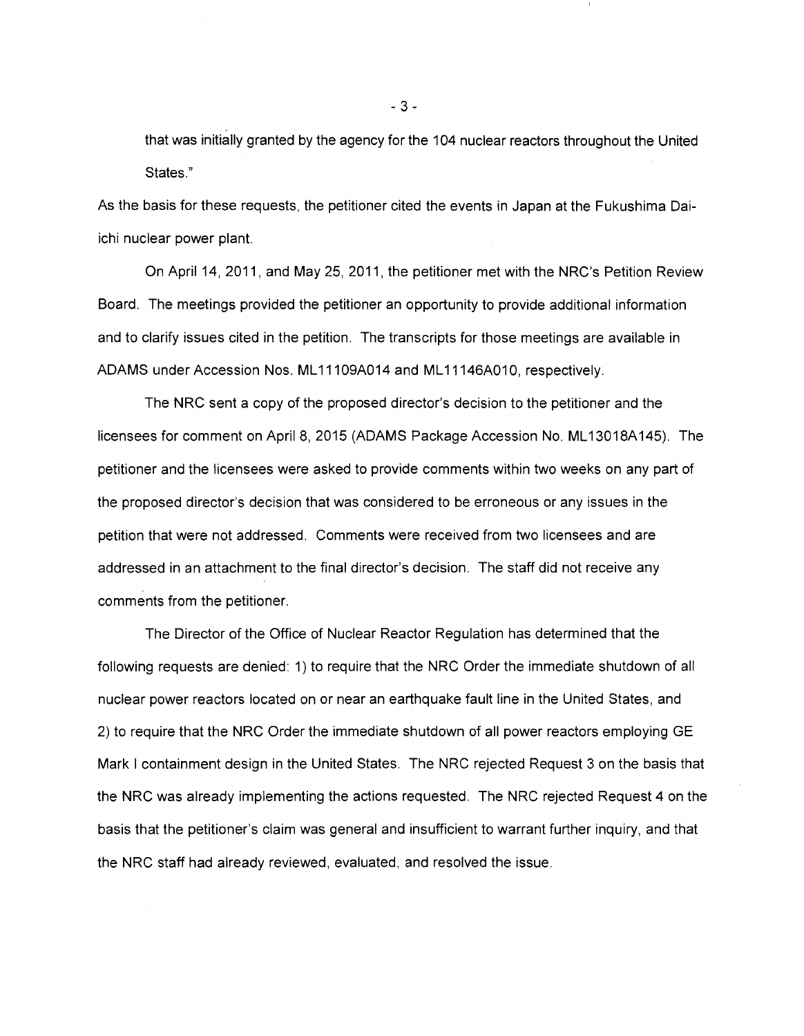that was initially granted by the agency for the 104 nuclear reactors throughout the United States."

As the basis for these requests, the petitioner cited the events in Japan at the Fukushima Dai-ichi nuclear power plant.

On April 14, 2011, and May 25, 2011, the petitioner met with the NRC's Petition Review Board. The meetings provided the petitioner an opportunity to provide additional information and to clarify issues cited in the petition. The transcripts for those meetings are available in ADAMS under Accession Nos. ML11109A014 and ML11146A010, respectively.

The NRC sent a copy of the proposed director's decision to the petitioner and the licensees for comment on April 8, 2015 (ADAMS Package Accession No. ML13018A145). The petitioner and the licensees were asked to provide comments within two weeks on any part of the proposed director's decision that was considered to be erroneous or any issues in the petition that were not addressed. Comments were received from two licensees and are addressed in an attachment to the final director's decision. The staff did not receive any comments from the petitioner.

The Director of the Office of Nuclear Reactor Regulation has determined that the following requests are denied: 1) to require that the NRC Order the immediate shutdown of all nuclear power reactors located on or near an earthquake fault line in the United States, and 2) to require that the NRC Order the immediate shutdown of all power reactors employing GE Mark I containment design in the United States. The NRC rejected Request 3 on the basis that the NRC was already implementing the actions requested. The NRC rejected Request 4 on the basis that the petitioner's claim was general and insufficient to warrant further inquiry, and that the NRC staff had already reviewed, evaluated, and resolved the issue.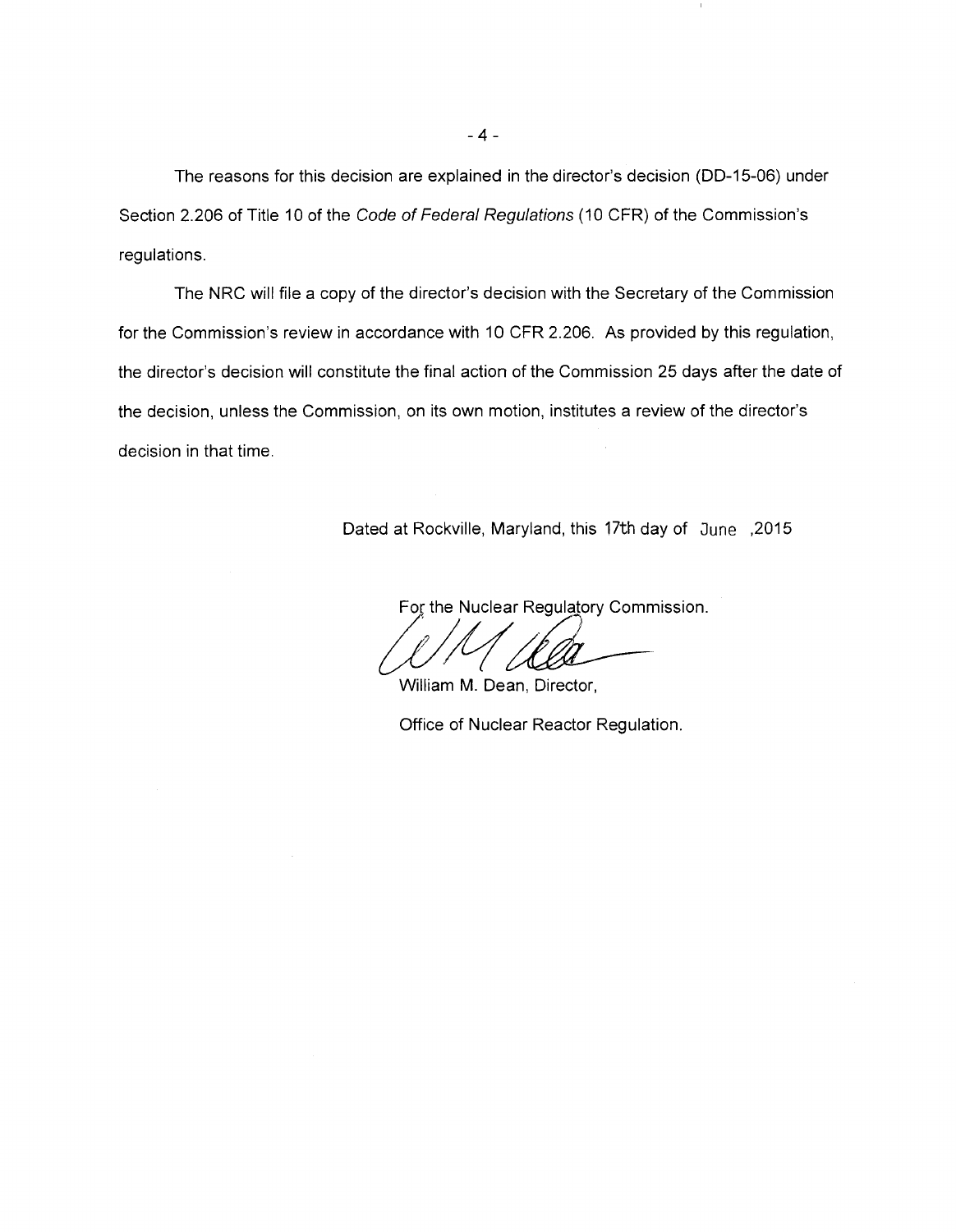The reasons for this decision are explained in the director's decision (DD-15-06) under Section 2.206 of Title 10 of the *Code of Federal Regulations* (10 CFR) of the Commission's regulations.

The NRC will file a copy of the director's decision with the Secretary of the Commission for the Commission's review in accordance with 10 CFR 2.206. As provided by this regulation, the director's decision will constitute the final action of the Commission 25 days after the date of the decision, unless the Commission, on its own motion, institutes a review of the director's decision in that time.

Dated at Rockville, Maryland, this 17th day of June ,2015

For the Nuclear Regulatory Commission.

William M. Dean, Director,

Office of Nuclear Reactor Regulation.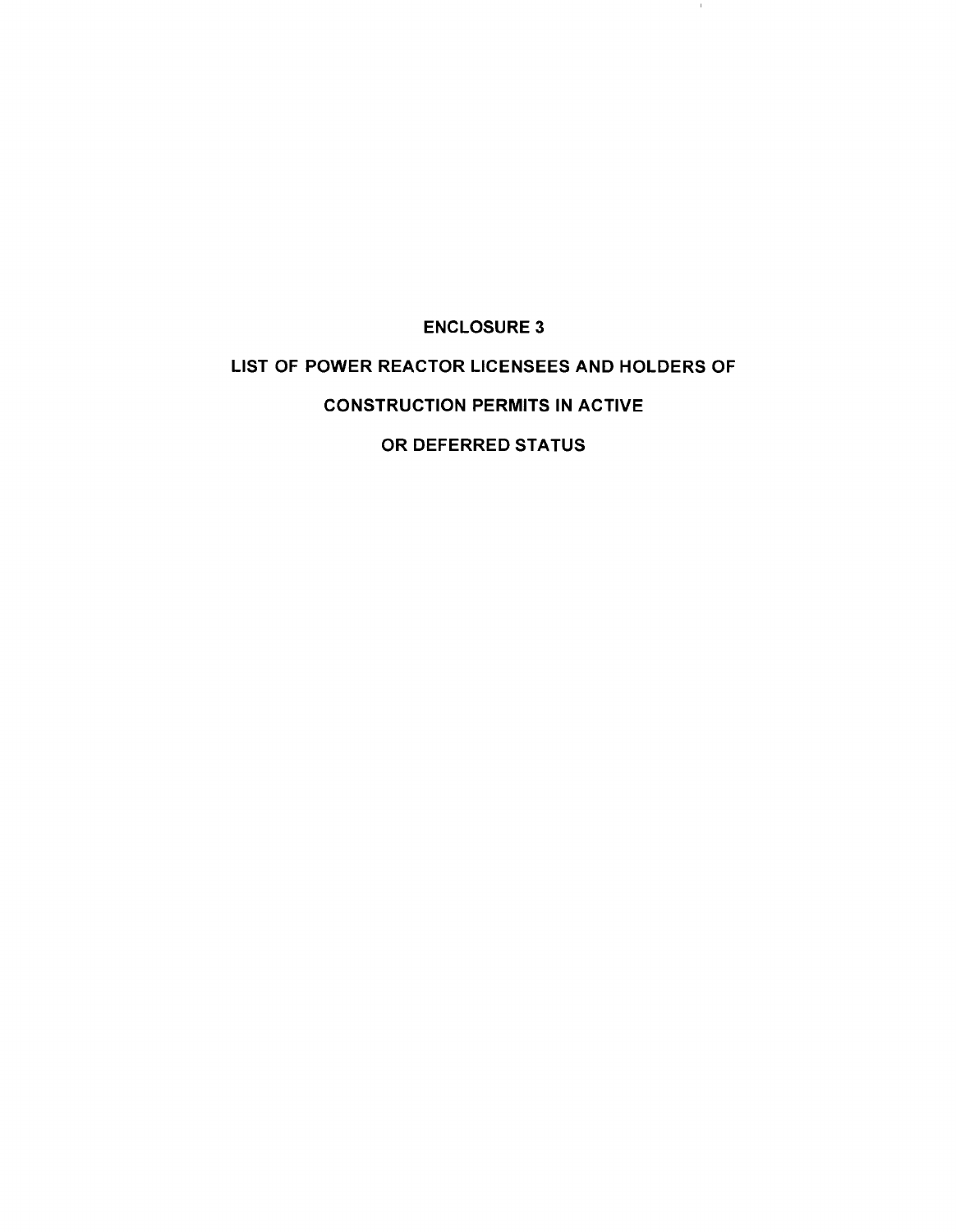# ENCLOSURE 3

# LIST OF POWER REACTOR LICENSEES AND HOLDERS OF CONSTRUCTION PERMITS IN ACTIVE OR DEFERRED STATUS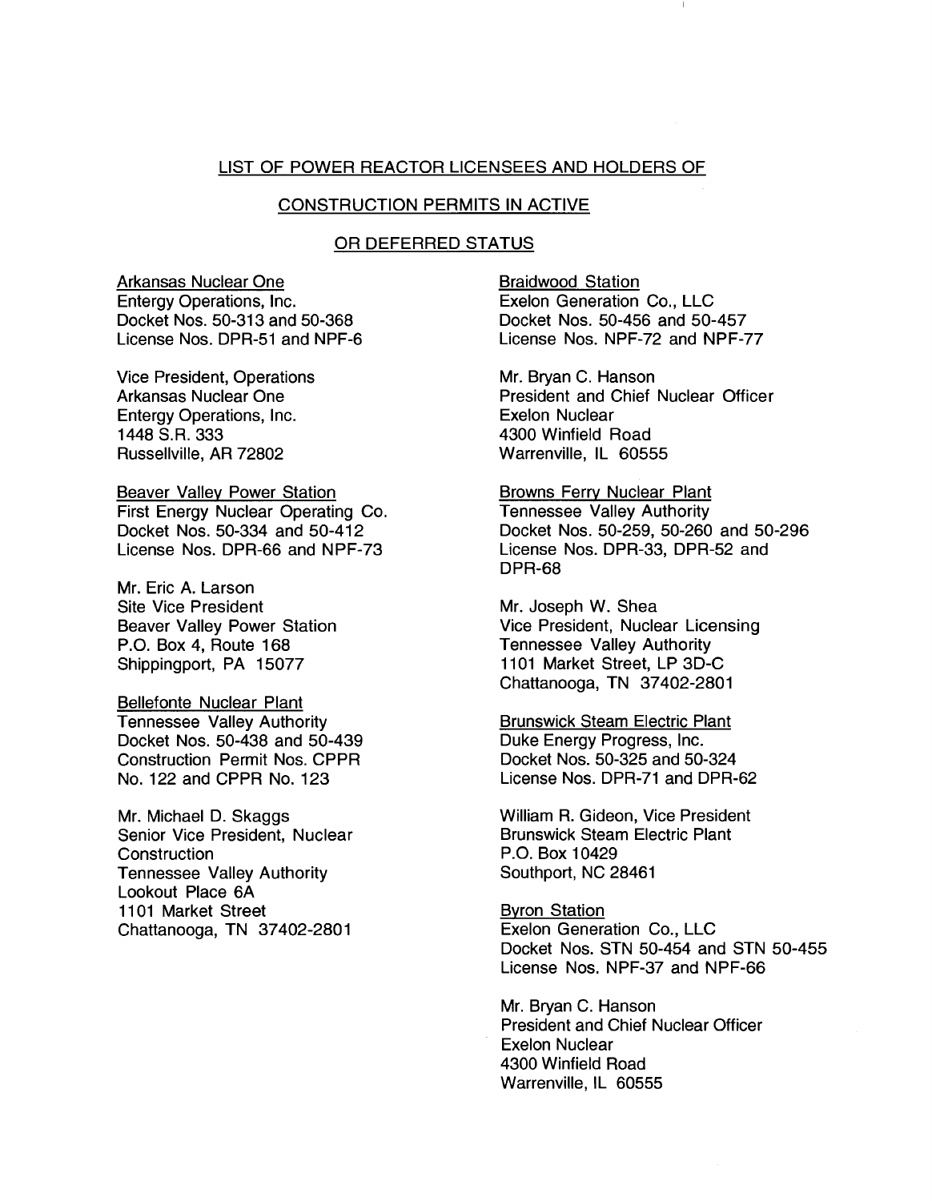## LIST OF POWER REACTOR LICENSEES AND HOLDERS OF CONSTRUCTION PERMITS IN ACTIVE OR DEFERRED STATUS

Arkansas Nuclear One
Entergy Operations, Inc.
Docket Nos. 50-313 and 50-368
License Nos. DPR-51 and NPF-6

Vice President, Operations
Arkansas Nuclear One
Entergy Operations, Inc.
1448 S.R. 333
Russellville, AR 72802

Beaver Valley Power Station
First Energy Nuclear Operating Co.
Docket Nos. 50-334 and 50-412
License Nos. DPR-66 and NPF-73

Mr. Eric A. Larson
Site Vice President
Beaver Valley Power Station
P.O. Box 4, Route 168
Shippingport, PA 15077

Bellefonte Nuclear Plant
Tennessee Valley Authority
Docket Nos. 50-438 and 50-439
Construction Permit Nos. CPPR No. 122 and CPPR No. 123

Mr. Michael D. Skaggs
Senior Vice President, Nuclear Construction
Tennessee Valley Authority
Lookout Place 6A
1101 Market Street
Chattanooga, TN 37402-2801

Braidwood Station
Exelon Generation Co., LLC
Docket Nos. 50-456 and 50-457
License Nos. NPF-72 and NPF-77

Mr. Bryan C. Hanson
President and Chief Nuclear Officer
Exelon Nuclear
4300 Winfield Road
Warrenville, IL 60555

Browns Ferry Nuclear Plant
Tennessee Valley Authority
Docket Nos. 50-259, 50-260 and 50-296
License Nos. DPR-33, DPR-52 and DPR-68

Mr. Joseph W. Shea
Vice President, Nuclear Licensing
Tennessee Valley Authority
1101 Market Street, LP 3D-C
Chattanooga, TN 37402-2801

Brunswick Steam Electric Plant
Duke Energy Progress, Inc.
Docket Nos. 50-325 and 50-324
License Nos. DPR-71 and DPR-62

William R. Gideon, Vice President
Brunswick Steam Electric Plant
P.O. Box 10429
Southport, NC 28461

Byron Station
Exelon Generation Co., LLC
Docket Nos. STN 50-454 and STN 50-455
License Nos. NPF-37 and NPF-66

Mr. Bryan C. Hanson
President and Chief Nuclear Officer
Exelon Nuclear
4300 Winfield Road
Warrenville, IL 60555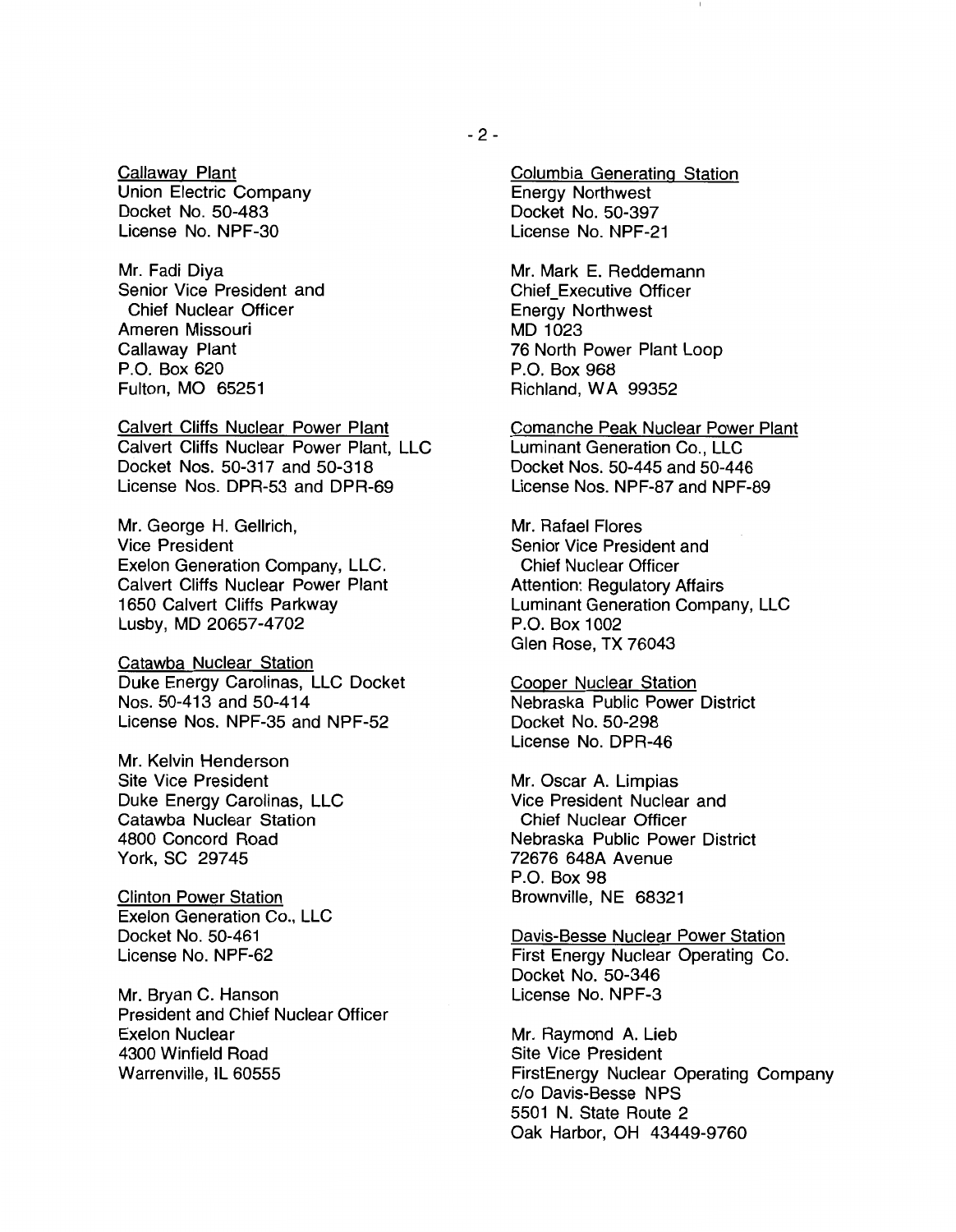Callaway Plant
Union Electric Company
Docket No. 50-483
License No. NPF-30

Mr. Fadi Diya
Senior Vice President and
Chief Nuclear Officer
Ameren Missouri
Callaway Plant
P.O. Box 620
Fulton, MO 65251

Calvert Cliffs Nuclear Power Plant
Calvert Cliffs Nuclear Power Plant, LLC
Docket Nos. 50-317 and 50-318
License Nos. DPR-53 and DPR-69

Mr. George H. Gellrich,
Vice President
Exelon Generation Company, LLC.
Calvert Cliffs Nuclear Power Plant
1650 Calvert Cliffs Parkway
Lusby, MD 20657-4702

Catawba Nuclear Station
Duke Energy Carolinas, LLC Docket
Nos. 50-413 and 50-414
License Nos. NPF-35 and NPF-52

Mr. Kelvin Henderson
Site Vice President
Duke Energy Carolinas, LLC
Catawba Nuclear Station
4800 Concord Road
York, SC 29745

Clinton Power Station
Exelon Generation Co., LLC
Docket No. 50-461
License No. NPF-62

Mr. Bryan C. Hanson
President and Chief Nuclear Officer
Exelon Nuclear
4300 Winfield Road
Warrenville, IL 60555

Columbia Generating Station
Energy Northwest
Docket No. 50-397
License No. NPF-21

Mr. Mark E. Reddemann
Chief_Executive Officer
Energy Northwest
MD 1023
76 North Power Plant Loop
P.O. Box 968
Richland, WA 99352

Comanche Peak Nuclear Power Plant
Luminant Generation Co., LLC
Docket Nos. 50-445 and 50-446
License Nos. NPF-87 and NPF-89

Mr. Rafael Flores
Senior Vice President and
Chief Nuclear Officer
Attention: Regulatory Affairs
Luminant Generation Company, LLC
P.O. Box 1002
Glen Rose, TX 76043

Cooper Nuclear Station
Nebraska Public Power District
Docket No. 50-298
License No. DPR-46

Mr. Oscar A. Limpias
Vice President Nuclear and
Chief Nuclear Officer
Nebraska Public Power District
72676 648A Avenue
P.O. Box 98
Brownville, NE 68321

Davis-Besse Nuclear Power Station
First Energy Nuclear Operating Co.
Docket No. 50-346
License No. NPF-3

Mr. Raymond A. Lieb
Site Vice President
FirstEnergy Nuclear Operating Company
c/o Davis-Besse NPS
5501 N. State Route 2
Oak Harbor, OH 43449-9760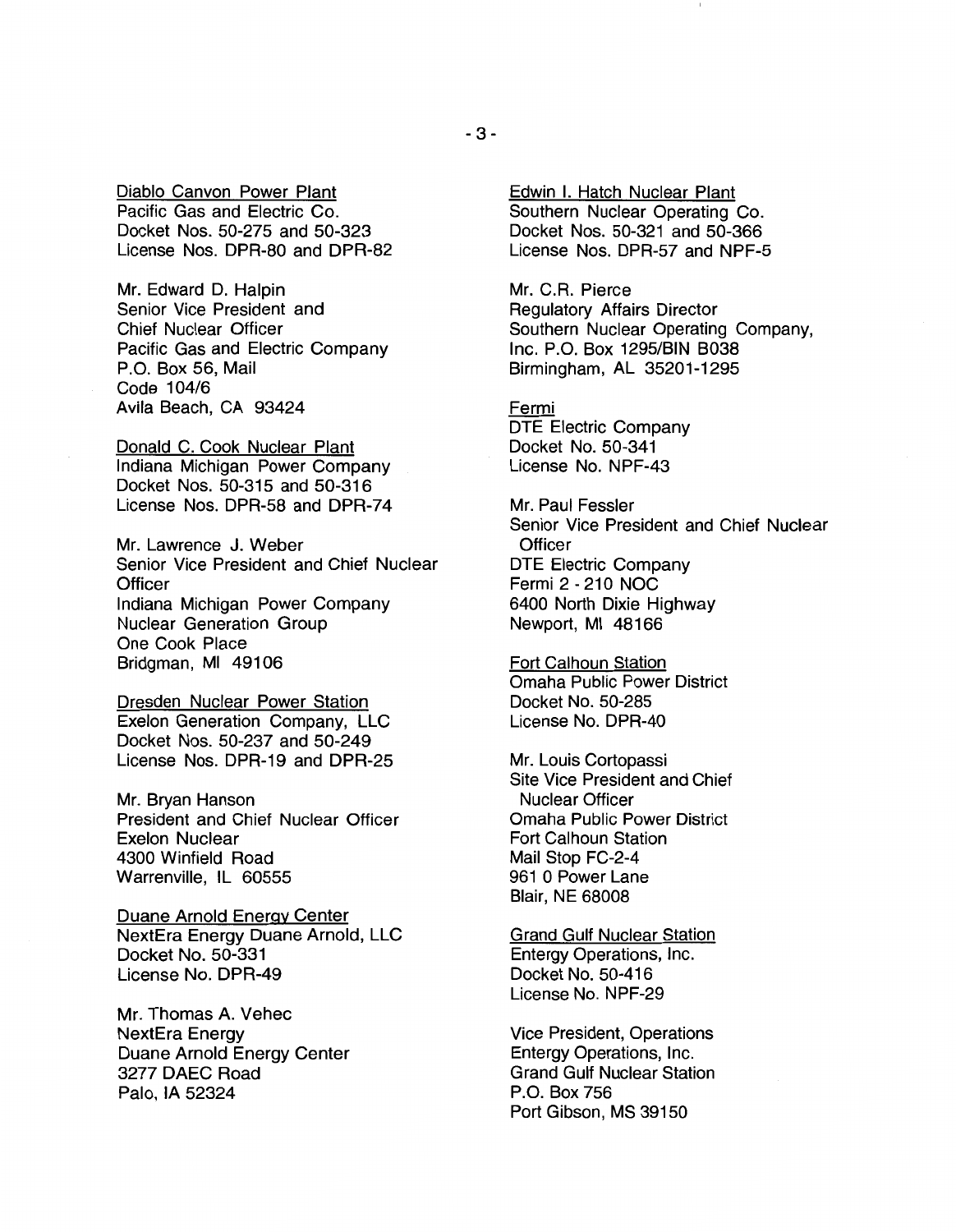Diablo Canyon Power Plant
Pacific Gas and Electric Co.
Docket Nos. 50-275 and 50-323
License Nos. DPR-80 and DPR-82

Mr. Edward D. Halpin
Senior Vice President and
Chief Nuclear Officer
Pacific Gas and Electric Company
P.O. Box 56, Mail
Code 104/6
Avila Beach, CA 93424

Donald C. Cook Nuclear Plant
Indiana Michigan Power Company
Docket Nos. 50-315 and 50-316
License Nos. DPR-58 and DPR-74

Mr. Lawrence J. Weber
Senior Vice President and Chief Nuclear Officer
Indiana Michigan Power Company
Nuclear Generation Group
One Cook Place
Bridgman, MI 49106

Dresden Nuclear Power Station
Exelon Generation Company, LLC
Docket Nos. 50-237 and 50-249
License Nos. DPR-19 and DPR-25

Mr. Bryan Hanson
President and Chief Nuclear Officer
Exelon Nuclear
4300 Winfield Road
Warrenville, IL 60555

Duane Arnold Energy Center
NextEra Energy Duane Arnold, LLC
Docket No. 50-331
License No. DPR-49

Mr. Thomas A. Vehec
NextEra Energy
Duane Arnold Energy Center
3277 DAEC Road
Palo, IA 52324

Edwin I. Hatch Nuclear Plant
Southern Nuclear Operating Co.
Docket Nos. 50-321 and 50-366
License Nos. DPR-57 and NPF-5

Mr. C.R. Pierce
Regulatory Affairs Director
Southern Nuclear Operating Company, Inc. P.O. Box 1295/BIN B038
Birmingham, AL 35201-1295

Fermi
DTE Electric Company
Docket No. 50-341
License No. NPF-43

Mr. Paul Fessler
Senior Vice President and Chief Nuclear Officer
DTE Electric Company
Fermi 2 - 210 NOC
6400 North Dixie Highway
Newport, MI 48166

Fort Calhoun Station
Omaha Public Power District
Docket No. 50-285
License No. DPR-40

Mr. Louis Cortopassi
Site Vice President and Chief Nuclear Officer
Omaha Public Power District
Fort Calhoun Station
Mail Stop FC-2-4
961 0 Power Lane
Blair, NE 68008

Grand Gulf Nuclear Station
Entergy Operations, Inc.
Docket No. 50-416
License No. NPF-29

Vice President, Operations
Entergy Operations, Inc.
Grand Gulf Nuclear Station
P.O. Box 756
Port Gibson, MS 39150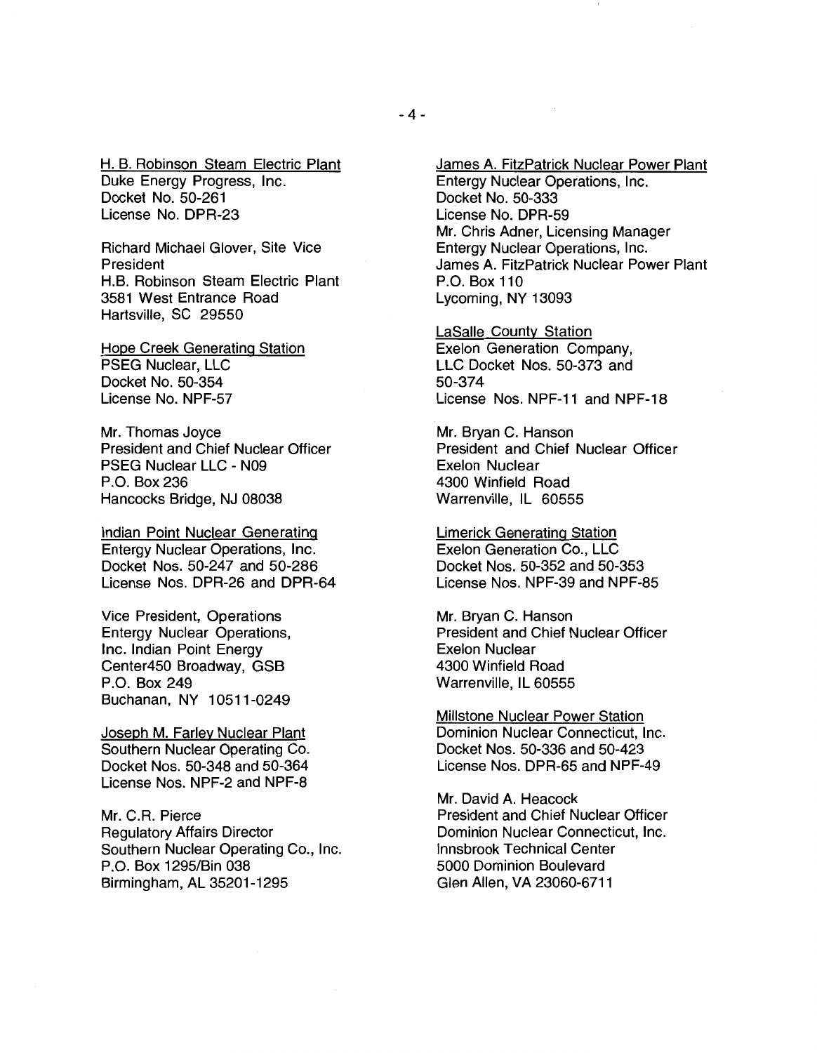H. B. Robinson Steam Electric Plant
Duke Energy Progress, Inc.
Docket No. 50-261
License No. DPR-23

Richard Michael Glover, Site Vice President
H.B. Robinson Steam Electric Plant
3581 West Entrance Road
Hartsville, SC 29550

Hope Creek Generating Station
PSEG Nuclear, LLC
Docket No. 50-354
License No. NPF-57

Mr. Thomas Joyce
President and Chief Nuclear Officer
PSEG Nuclear LLC - N09
P.O. Box 236
Hancocks Bridge, NJ 08038

Indian Point Nuclear Generating
Entergy Nuclear Operations, Inc.
Docket Nos. 50-247 and 50-286
License Nos. DPR-26 and DPR-64

Vice President, Operations
Entergy Nuclear Operations, Inc. Indian Point Energy Center450 Broadway, GSB
P.O. Box 249
Buchanan, NY 10511-0249

Joseph M. Farley Nuclear Plant
Southern Nuclear Operating Co.
Docket Nos. 50-348 and 50-364
License Nos. NPF-2 and NPF-8

Mr. C.R. Pierce
Regulatory Affairs Director
Southern Nuclear Operating Co., Inc.
P.O. Box 1295/Bin 038
Birmingham, AL 35201-1295

James A. FitzPatrick Nuclear Power Plant
Entergy Nuclear Operations, Inc.
Docket No. 50-333
License No. DPR-59
Mr. Chris Adner, Licensing Manager
Entergy Nuclear Operations, Inc.
James A. FitzPatrick Nuclear Power Plant
P.O. Box 110
Lycoming, NY 13093

LaSalle County Station
Exelon Generation Company, LLC Docket Nos. 50-373 and 50-374
License Nos. NPF-11 and NPF-18

Mr. Bryan C. Hanson
President and Chief Nuclear Officer
Exelon Nuclear
4300 Winfield Road
Warrenville, IL 60555

Limerick Generating Station
Exelon Generation Co., LLC
Docket Nos. 50-352 and 50-353
License Nos. NPF-39 and NPF-85

Mr. Bryan C. Hanson
President and Chief Nuclear Officer
Exelon Nuclear
4300 Winfield Road
Warrenville, IL 60555

Millstone Nuclear Power Station
Dominion Nuclear Connecticut, Inc.
Docket Nos. 50-336 and 50-423
License Nos. DPR-65 and NPF-49

Mr. David A. Heacock
President and Chief Nuclear Officer
Dominion Nuclear Connecticut, Inc.
Innsbrook Technical Center
5000 Dominion Boulevard
Glen Allen, VA 23060-6711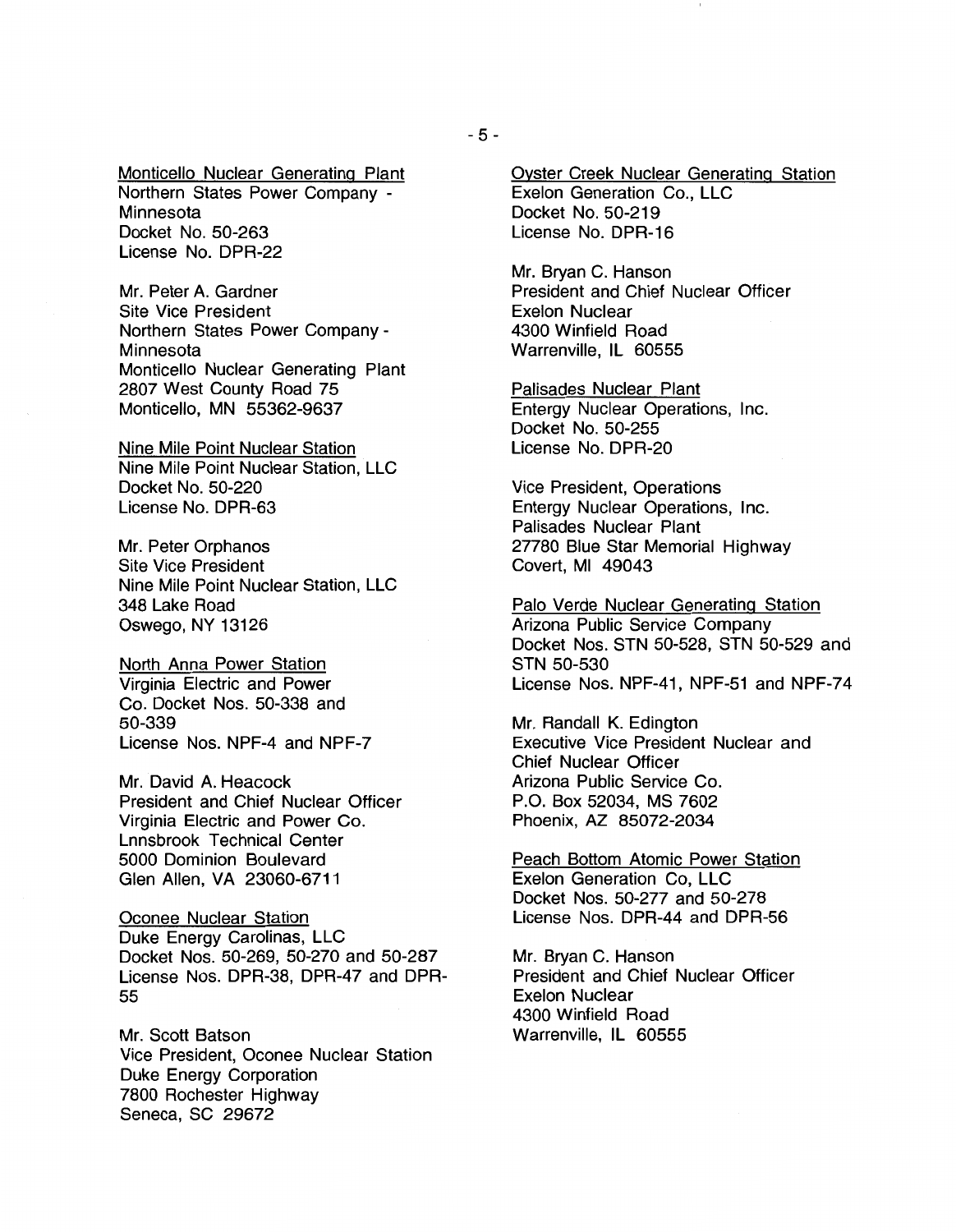Monticello Nuclear Generating Plant
Northern States Power Company - Minnesota
Docket No. 50-263
License No. DPR-22

Mr. Peter A. Gardner
Site Vice President
Northern States Power Company - Minnesota
Monticello Nuclear Generating Plant
2807 West County Road 75
Monticello, MN 55362-9637

Nine Mile Point Nuclear Station
Nine Mile Point Nuclear Station, LLC
Docket No. 50-220
License No. DPR-63

Mr. Peter Orphanos
Site Vice President
Nine Mile Point Nuclear Station, LLC
348 Lake Road
Oswego, NY 13126

North Anna Power Station
Virginia Electric and Power Co. Docket Nos. 50-338 and 50-339
License Nos. NPF-4 and NPF-7

Mr. David A. Heacock
President and Chief Nuclear Officer
Virginia Electric and Power Co.
Lnnsbrook Technical Center
5000 Dominion Boulevard
Glen Allen, VA 23060-6711

Oconee Nuclear Station
Duke Energy Carolinas, LLC
Docket Nos. 50-269, 50-270 and 50-287
License Nos. DPR-38, DPR-47 and DPR-55

Mr. Scott Batson
Vice President, Oconee Nuclear Station
Duke Energy Corporation
7800 Rochester Highway
Seneca, SC 29672

Oyster Creek Nuclear Generating Station
Exelon Generation Co., LLC
Docket No. 50-219
License No. DPR-16

Mr. Bryan C. Hanson
President and Chief Nuclear Officer
Exelon Nuclear
4300 Winfield Road
Warrenville, IL 60555

Palisades Nuclear Plant
Entergy Nuclear Operations, Inc.
Docket No. 50-255
License No. DPR-20

Vice President, Operations
Entergy Nuclear Operations, Inc.
Palisades Nuclear Plant
27780 Blue Star Memorial Highway
Covert, MI 49043

Palo Verde Nuclear Generating Station
Arizona Public Service Company
Docket Nos. STN 50-528, STN 50-529 and STN 50-530
License Nos. NPF-41, NPF-51 and NPF-74

Mr. Randall K. Edington
Executive Vice President Nuclear and Chief Nuclear Officer
Arizona Public Service Co.
P.O. Box 52034, MS 7602
Phoenix, AZ 85072-2034

Peach Bottom Atomic Power Station
Exelon Generation Co, LLC
Docket Nos. 50-277 and 50-278
License Nos. DPR-44 and DPR-56

Mr. Bryan C. Hanson
President and Chief Nuclear Officer
Exelon Nuclear
4300 Winfield Road
Warrenville, IL 60555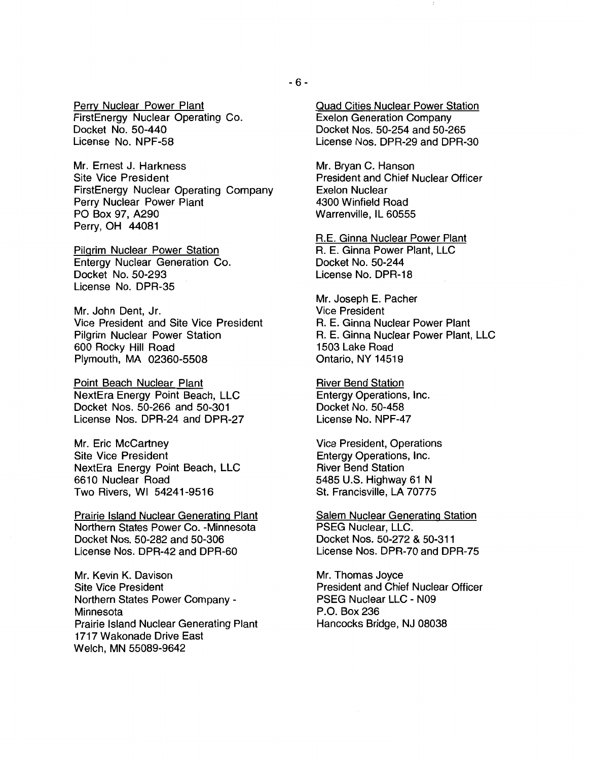Perry Nuclear Power Plant
FirstEnergy Nuclear Operating Co.
Docket No. 50-440
License No. NPF-58

Mr. Ernest J. Harkness
Site Vice President
FirstEnergy Nuclear Operating Company
Perry Nuclear Power Plant
PO Box 97, A290
Perry, OH 44081

Pilgrim Nuclear Power Station
Entergy Nuclear Generation Co.
Docket No. 50-293
License No. DPR-35

Mr. John Dent, Jr.
Vice President and Site Vice President
Pilgrim Nuclear Power Station
600 Rocky Hill Road
Plymouth, MA 02360-5508

Point Beach Nuclear Plant
NextEra Energy Point Beach, LLC
Docket Nos. 50-266 and 50-301
License Nos. DPR-24 and DPR-27

Mr. Eric McCartney
Site Vice President
NextEra Energy Point Beach, LLC
6610 Nuclear Road
Two Rivers, WI 54241-9516

Prairie Island Nuclear Generating Plant
Northern States Power Co. -Minnesota
Docket Nos. 50-282 and 50-306
License Nos. DPR-42 and DPR-60

Mr. Kevin K. Davison
Site Vice President
Northern States Power Company - Minnesota
Prairie Island Nuclear Generating Plant
1717 Wakonade Drive East
Welch, MN 55089-9642

Quad Cities Nuclear Power Station
Exelon Generation Company
Docket Nos. 50-254 and 50-265
License Nos. DPR-29 and DPR-30

Mr. Bryan C. Hanson
President and Chief Nuclear Officer
Exelon Nuclear
4300 Winfield Road
Warrenville, IL 60555

R.E. Ginna Nuclear Power Plant
R. E. Ginna Power Plant, LLC
Docket No. 50-244
License No. DPR-18

Mr. Joseph E. Pacher
Vice President
R. E. Ginna Nuclear Power Plant
R. E. Ginna Nuclear Power Plant, LLC
1503 Lake Road
Ontario, NY 14519

River Bend Station
Entergy Operations, Inc.
Docket No. 50-458
License No. NPF-47

Vice President, Operations
Entergy Operations, Inc.
River Bend Station
5485 U.S. Highway 61 N
St. Francisville, LA 70775

Salem Nuclear Generating Station
PSEG Nuclear, LLC.
Docket Nos. 50-272 & 50-311
License Nos. DPR-70 and DPR-75

Mr. Thomas Joyce
President and Chief Nuclear Officer
PSEG Nuclear LLC - N09
P.O. Box 236
Hancocks Bridge, NJ 08038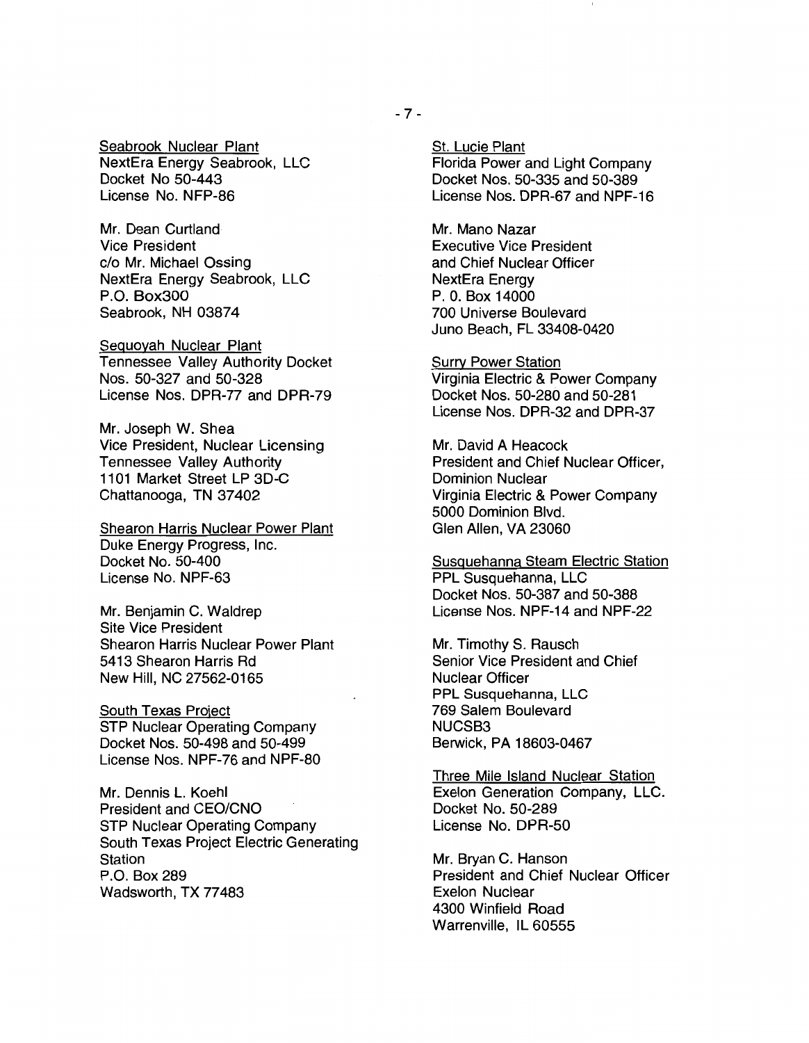Seabrook Nuclear Plant
NextEra Energy Seabrook, LLC
Docket No 50-443
License No. NFP-86

Mr. Dean Curtland
Vice President
c/o Mr. Michael Ossing
NextEra Energy Seabrook, LLC
P.O. Box300
Seabrook, NH 03874

Sequoyah Nuclear Plant
Tennessee Valley Authority Docket
Nos. 50-327 and 50-328
License Nos. DPR-77 and DPR-79

Mr. Joseph W. Shea
Vice President, Nuclear Licensing
Tennessee Valley Authority
1101 Market Street LP 3D-C
Chattanooga, TN 37402

Shearon Harris Nuclear Power Plant
Duke Energy Progress, Inc.
Docket No. 50-400
License No. NPF-63

Mr. Benjamin C. Waldrep
Site Vice President
Shearon Harris Nuclear Power Plant
5413 Shearon Harris Rd
New Hill, NC 27562-0165

South Texas Project
STP Nuclear Operating Company
Docket Nos. 50-498 and 50-499
License Nos. NPF-76 and NPF-80

Mr. Dennis L. Koehl
President and CEO/CNO
STP Nuclear Operating Company
South Texas Project Electric Generating Station
P.O. Box 289
Wadsworth, TX 77483

St. Lucie Plant
Florida Power and Light Company
Docket Nos. 50-335 and 50-389
License Nos. DPR-67 and NPF-16

Mr. Mano Nazar
Executive Vice President
and Chief Nuclear Officer
NextEra Energy
P. 0. Box 14000
700 Universe Boulevard
Juno Beach, FL 33408-0420

Surry Power Station
Virginia Electric & Power Company
Docket Nos. 50-280 and 50-281
License Nos. DPR-32 and DPR-37

Mr. David A Heacock
President and Chief Nuclear Officer,
Dominion Nuclear
Virginia Electric & Power Company
5000 Dominion Blvd.
Glen Allen, VA 23060

Susquehanna Steam Electric Station
PPL Susquehanna, LLC
Docket Nos. 50-387 and 50-388
License Nos. NPF-14 and NPF-22

Mr. Timothy S. Rausch
Senior Vice President and Chief
Nuclear Officer
PPL Susquehanna, LLC
769 Salem Boulevard
NUCSB3
Berwick, PA 18603-0467

Three Mile Island Nuclear Station
Exelon Generation Company, LLC.
Docket No. 50-289
License No. DPR-50

Mr. Bryan C. Hanson
President and Chief Nuclear Officer
Exelon Nuclear
4300 Winfield Road
Warrenville, IL 60555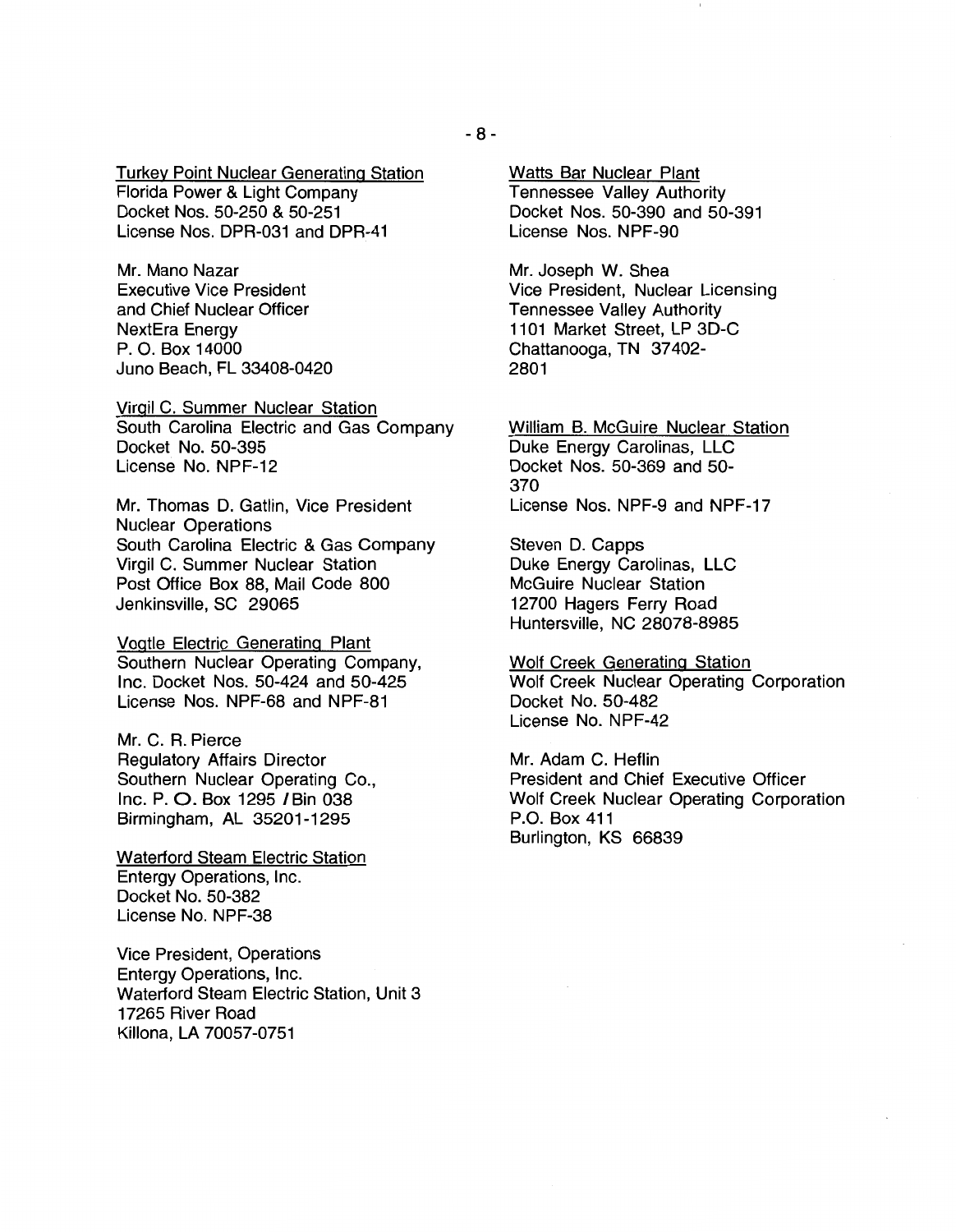Turkey Point Nuclear Generating Station
Florida Power & Light Company
Docket Nos. 50-250 & 50-251
License Nos. DPR-031 and DPR-41

Mr. Mano Nazar
Executive Vice President
and Chief Nuclear Officer
NextEra Energy
P. O. Box 14000
Juno Beach, FL 33408-0420

Virgil C. Summer Nuclear Station
South Carolina Electric and Gas Company
Docket No. 50-395
License No. NPF-12

Mr. Thomas D. Gatlin, Vice President
Nuclear Operations
South Carolina Electric & Gas Company
Virgil C. Summer Nuclear Station
Post Office Box 88, Mail Code 800
Jenkinsville, SC 29065

Vogtle Electric Generating Plant
Southern Nuclear Operating Company, Inc. Docket Nos. 50-424 and 50-425
License Nos. NPF-68 and NPF-81

Mr. C. R. Pierce
Regulatory Affairs Director
Southern Nuclear Operating Co., Inc. P. O. Box 1295 / Bin 038
Birmingham, AL 35201-1295

Waterford Steam Electric Station
Entergy Operations, Inc.
Docket No. 50-382
License No. NPF-38

Vice President, Operations
Entergy Operations, Inc.
Waterford Steam Electric Station, Unit 3
17265 River Road
Killona, LA 70057-0751

Watts Bar Nuclear Plant
Tennessee Valley Authority
Docket Nos. 50-390 and 50-391
License Nos. NPF-90

Mr. Joseph W. Shea
Vice President, Nuclear Licensing
Tennessee Valley Authority
1101 Market Street, LP 3D-C
Chattanooga, TN 37402-2801

William B. McGuire Nuclear Station
Duke Energy Carolinas, LLC
Docket Nos. 50-369 and 50-370
License Nos. NPF-9 and NPF-17

Steven D. Capps
Duke Energy Carolinas, LLC
McGuire Nuclear Station
12700 Hagers Ferry Road
Huntersville, NC 28078-8985

Wolf Creek Generating Station
Wolf Creek Nuclear Operating Corporation
Docket No. 50-482
License No. NPF-42

Mr. Adam C. Heflin
President and Chief Executive Officer
Wolf Creek Nuclear Operating Corporation
P.O. Box 411
Burlington, KS 66839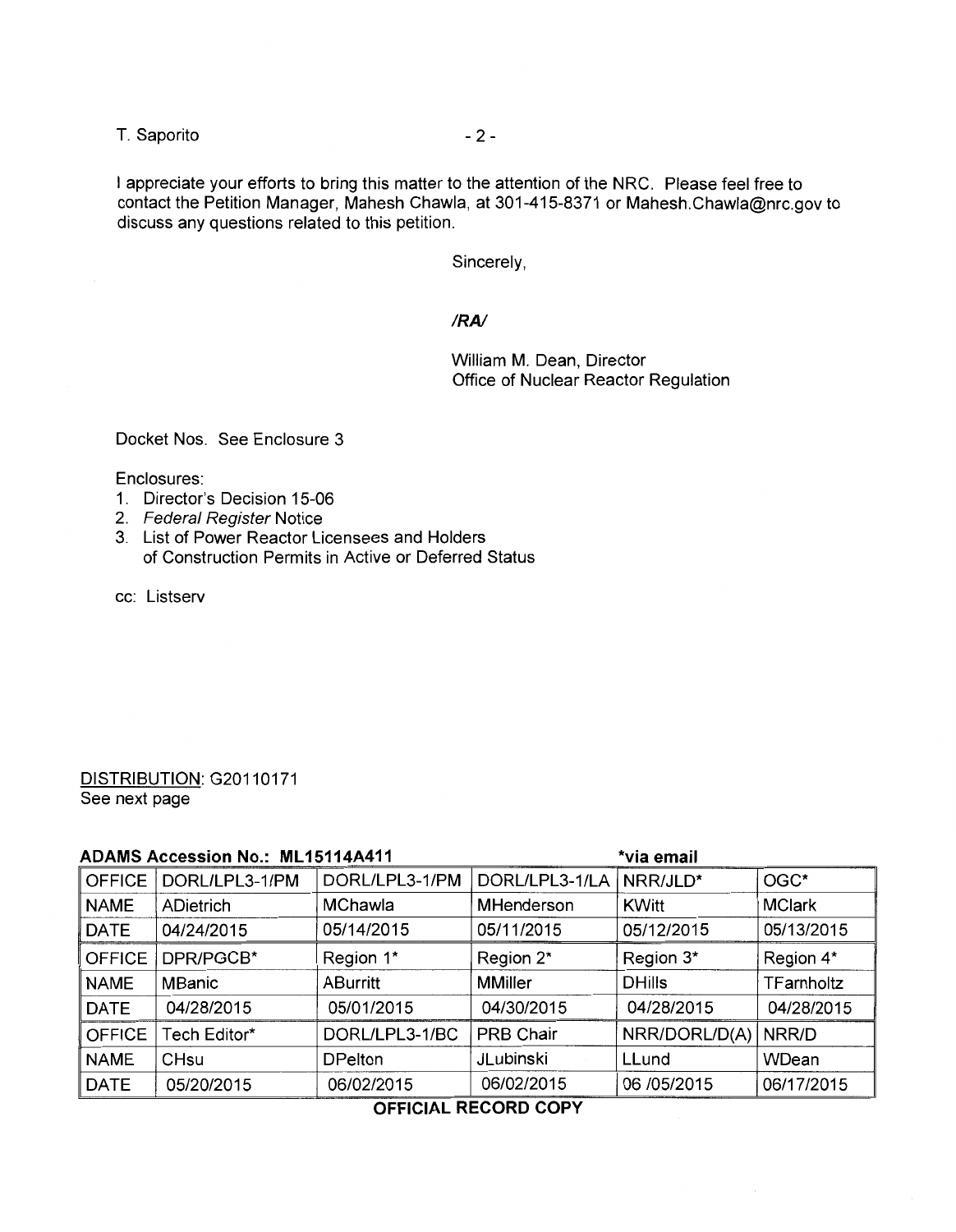T. Saporito - 2 -

I appreciate your efforts to bring this matter to the attention of the NRC. Please feel free to contact the Petition Manager, Mahesh Chawla, at 301-415-8371 or Mahesh.Chawla@nrc.gov to discuss any questions related to this petition.

Sincerely,

*/RA/*

William M. Dean, Director
Office of Nuclear Reactor Regulation

Docket Nos. See Enclosure 3

Enclosures:
1. Director's Decision 15-06
2. *Federal Register* Notice
3. List of Power Reactor Licensees and Holders of Construction Permits in Active or Deferred Status

cc: Listserv

DISTRIBUTION: G20110171
See next page

**ADAMS Accession No.: ML15114A411** *via email

| OFFICE | DORL/LPL3-1/PM | DORL/LPL3-1/PM | DORL/LPL3-1/LA | NRR/JLD* | OGC* |
|---|---|---|---|---|---|
| NAME | ADietrich | MChawla | MHenderson | KWitt | MClark |
| DATE | 04/24/2015 | 05/14/2015 | 05/11/2015 | 05/12/2015 | 05/13/2015 |
| OFFICE | DPR/PGCB* | Region 1* | Region 2* | Region 3* | Region 4* |
| NAME | MBanic | ABurritt | MMiller | DHills | TFarnholtz |
| DATE | 04/28/2015 | 05/01/2015 | 04/30/2015 | 04/28/2015 | 04/28/2015 |
| OFFICE | Tech Editor* | DORL/LPL3-1/BC | PRB Chair | NRR/DORL/D(A) | NRR/D |
| NAME | CHsu | DPelton | JLubinski | LLund | WDean |
| DATE | 05/20/2015 | 06/02/2015 | 06/02/2015 | 06 /05/2015 | 06/17/2015 |

**OFFICIAL RECORD COPY**